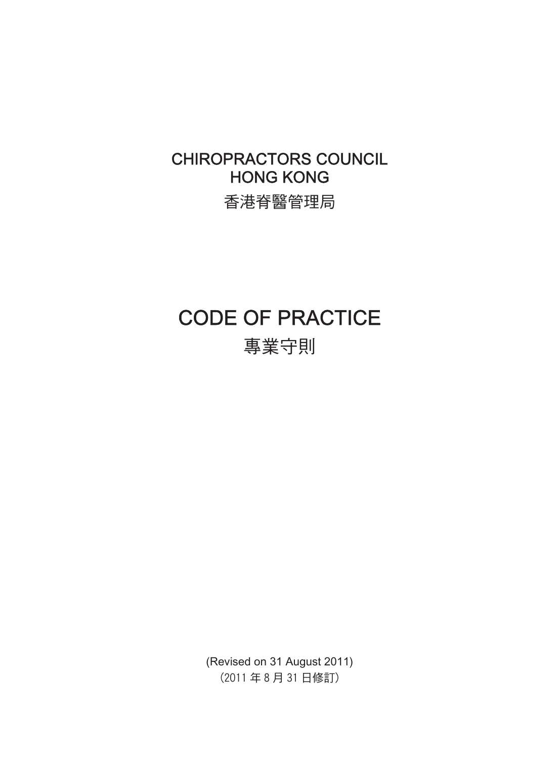# CHIROPRACTORS COUNCIL HONG KONG

# 香港脊醫管理局

# CODE OF PRACTICE

# 專業守則

(Revised on 31 August 2011)

(2011 年 8 月 31 日修訂)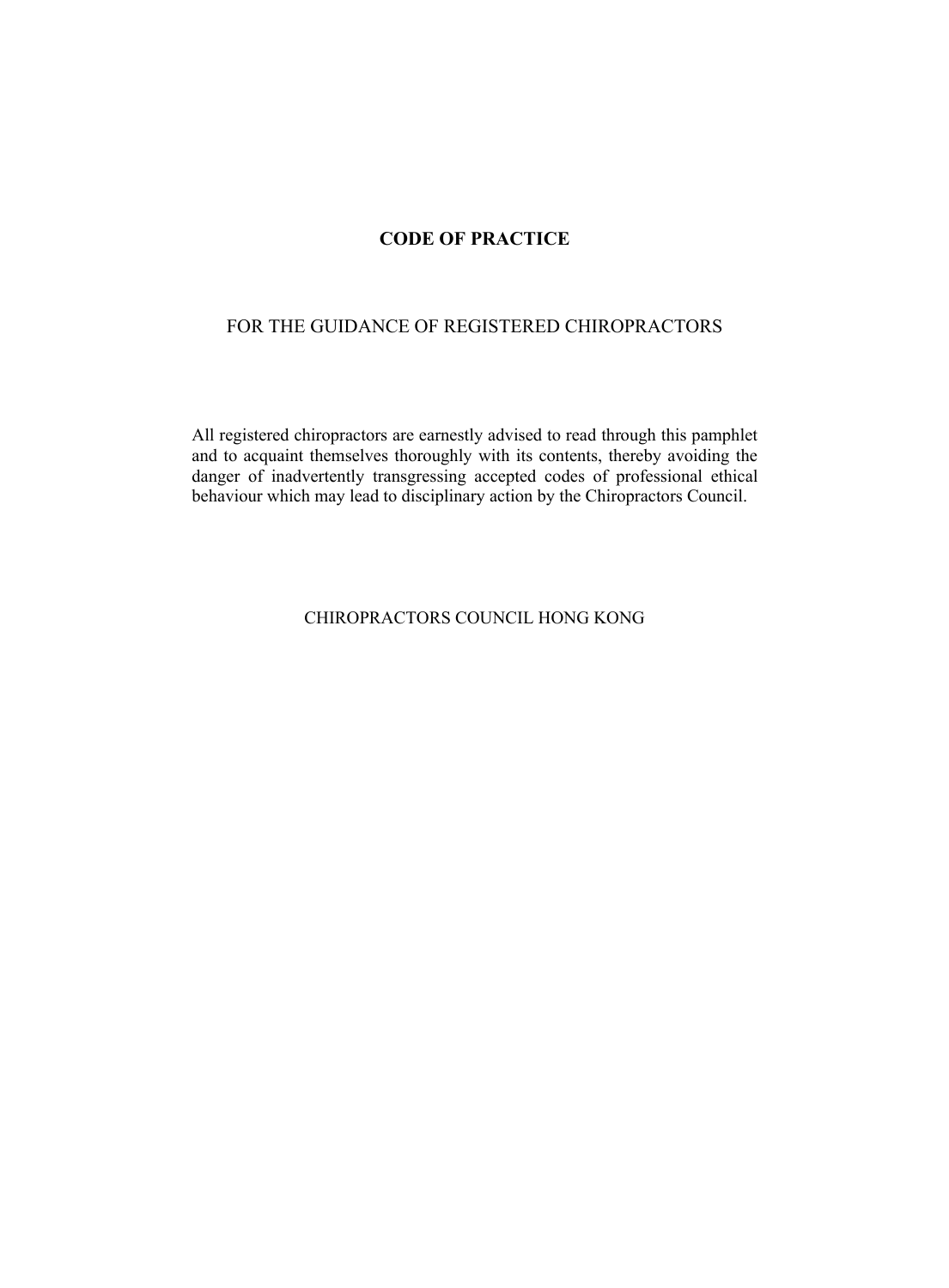# CODE OF PRACTICE

## FOR THE GUIDANCE OF REGISTERED CHIROPRACTORS

All registered chiropractors are earnestly advised to read through this pamphlet and to acquaint themselves thoroughly with its contents, thereby avoiding the danger of inadvertently transgressing accepted codes of professional ethical behaviour which may lead to disciplinary action by the Chiropractors Council.

CHIROPRACTORS COUNCIL HONG KONG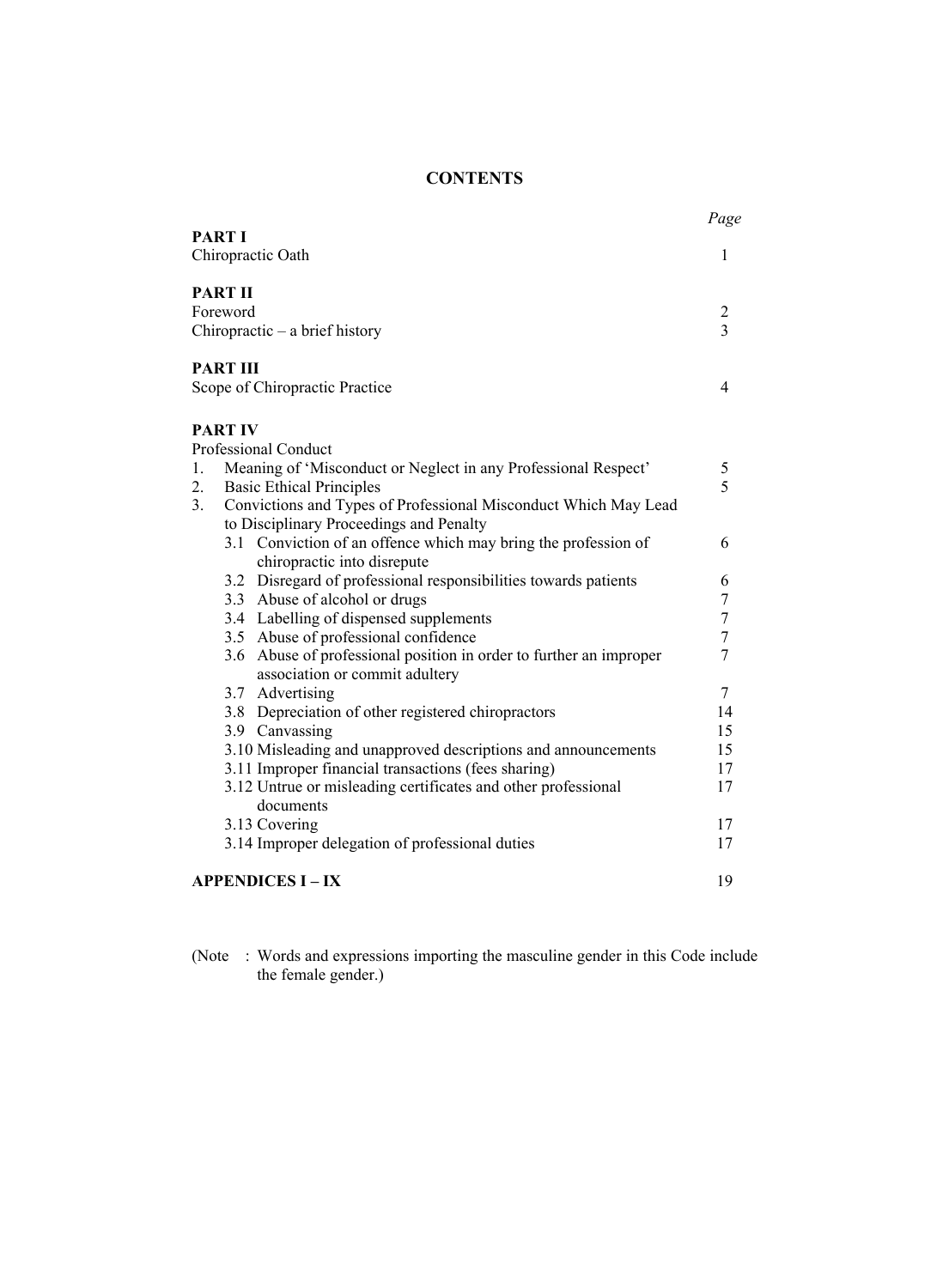# CONTENTS

| | *Page* |
|---|---|
| **PART I** | |
| Chiropractic Oath | 1 |
| **PART II** | |
| Foreword | 2 |
| Chiropractic – a brief history | 3 |
| **PART III** | |
| Scope of Chiropractic Practice | 4 |
| **PART IV** | |
| Professional Conduct | |
| 1. Meaning of 'Misconduct or Neglect in any Professional Respect' | 5 |
| 2. Basic Ethical Principles | 5 |
| 3. Convictions and Types of Professional Misconduct Which May Lead to Disciplinary Proceedings and Penalty | |
| 3.1 Conviction of an offence which may bring the profession of chiropractic into disrepute | 6 |
| 3.2 Disregard of professional responsibilities towards patients | 6 |
| 3.3 Abuse of alcohol or drugs | 7 |
| 3.4 Labelling of dispensed supplements | 7 |
| 3.5 Abuse of professional confidence | 7 |
| 3.6 Abuse of professional position in order to further an improper association or commit adultery | 7 |
| 3.7 Advertising | 7 |
| 3.8 Depreciation of other registered chiropractors | 14 |
| 3.9 Canvassing | 15 |
| 3.10 Misleading and unapproved descriptions and announcements | 15 |
| 3.11 Improper financial transactions (fees sharing) | 17 |
| 3.12 Untrue or misleading certificates and other professional documents | 17 |
| 3.13 Covering | 17 |
| 3.14 Improper delegation of professional duties | 17 |
| **APPENDICES I – IX** | 19 |

(Note : Words and expressions importing the masculine gender in this Code include the female gender.)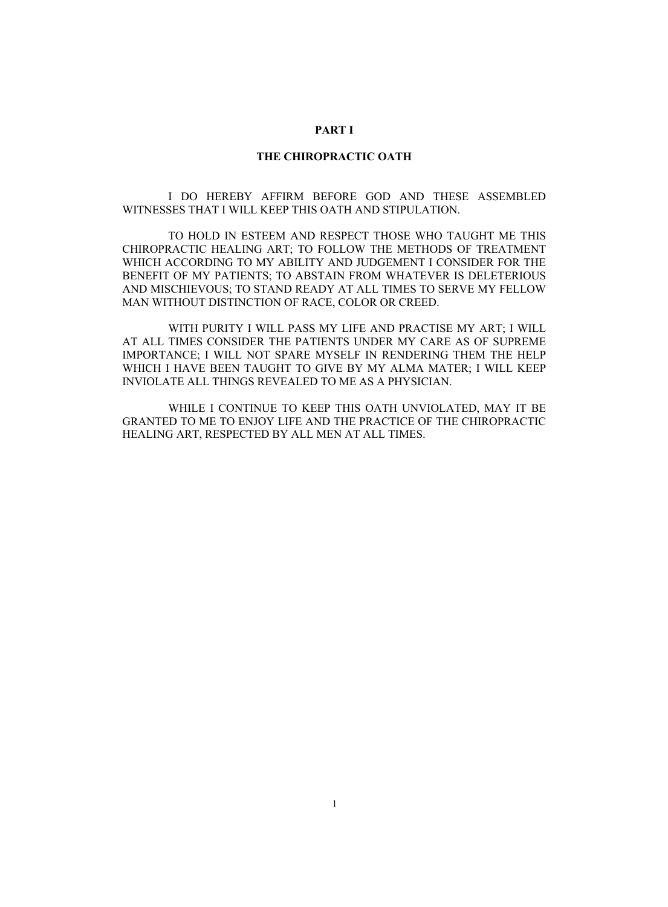# PART I

## THE CHIROPRACTIC OATH

I DO HEREBY AFFIRM BEFORE GOD AND THESE ASSEMBLED WITNESSES THAT I WILL KEEP THIS OATH AND STIPULATION.

TO HOLD IN ESTEEM AND RESPECT THOSE WHO TAUGHT ME THIS CHIROPRACTIC HEALING ART; TO FOLLOW THE METHODS OF TREATMENT WHICH ACCORDING TO MY ABILITY AND JUDGEMENT I CONSIDER FOR THE BENEFIT OF MY PATIENTS; TO ABSTAIN FROM WHATEVER IS DELETERIOUS AND MISCHIEVOUS; TO STAND READY AT ALL TIMES TO SERVE MY FELLOW MAN WITHOUT DISTINCTION OF RACE, COLOR OR CREED.

WITH PURITY I WILL PASS MY LIFE AND PRACTISE MY ART; I WILL AT ALL TIMES CONSIDER THE PATIENTS UNDER MY CARE AS OF SUPREME IMPORTANCE; I WILL NOT SPARE MYSELF IN RENDERING THEM THE HELP WHICH I HAVE BEEN TAUGHT TO GIVE BY MY ALMA MATER; I WILL KEEP INVIOLATE ALL THINGS REVEALED TO ME AS A PHYSICIAN.

WHILE I CONTINUE TO KEEP THIS OATH UNVIOLATED, MAY IT BE GRANTED TO ME TO ENJOY LIFE AND THE PRACTICE OF THE CHIROPRACTIC HEALING ART, RESPECTED BY ALL MEN AT ALL TIMES.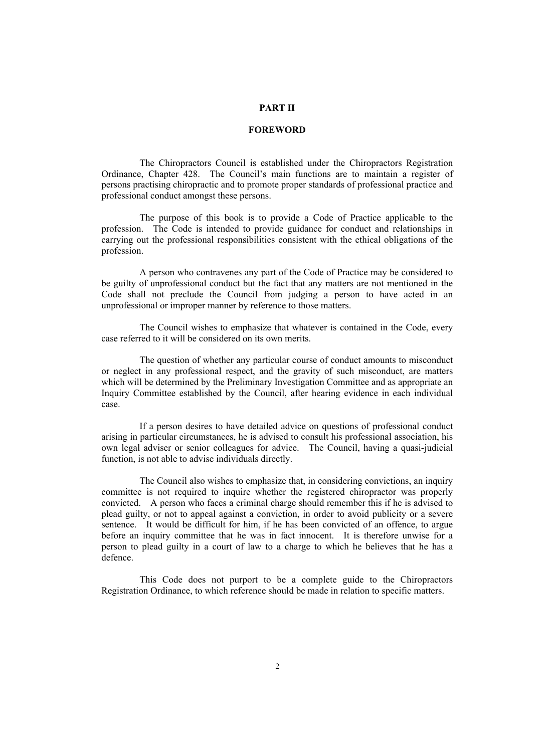# PART II

## FOREWORD

The Chiropractors Council is established under the Chiropractors Registration Ordinance, Chapter 428. The Council's main functions are to maintain a register of persons practising chiropractic and to promote proper standards of professional practice and professional conduct amongst these persons.

The purpose of this book is to provide a Code of Practice applicable to the profession. The Code is intended to provide guidance for conduct and relationships in carrying out the professional responsibilities consistent with the ethical obligations of the profession.

A person who contravenes any part of the Code of Practice may be considered to be guilty of unprofessional conduct but the fact that any matters are not mentioned in the Code shall not preclude the Council from judging a person to have acted in an unprofessional or improper manner by reference to those matters.

The Council wishes to emphasize that whatever is contained in the Code, every case referred to it will be considered on its own merits.

The question of whether any particular course of conduct amounts to misconduct or neglect in any professional respect, and the gravity of such misconduct, are matters which will be determined by the Preliminary Investigation Committee and as appropriate an Inquiry Committee established by the Council, after hearing evidence in each individual case.

If a person desires to have detailed advice on questions of professional conduct arising in particular circumstances, he is advised to consult his professional association, his own legal adviser or senior colleagues for advice. The Council, having a quasi-judicial function, is not able to advise individuals directly.

The Council also wishes to emphasize that, in considering convictions, an inquiry committee is not required to inquire whether the registered chiropractor was properly convicted. A person who faces a criminal charge should remember this if he is advised to plead guilty, or not to appeal against a conviction, in order to avoid publicity or a severe sentence. It would be difficult for him, if he has been convicted of an offence, to argue before an inquiry committee that he was in fact innocent. It is therefore unwise for a person to plead guilty in a court of law to a charge to which he believes that he has a defence.

This Code does not purport to be a complete guide to the Chiropractors Registration Ordinance, to which reference should be made in relation to specific matters.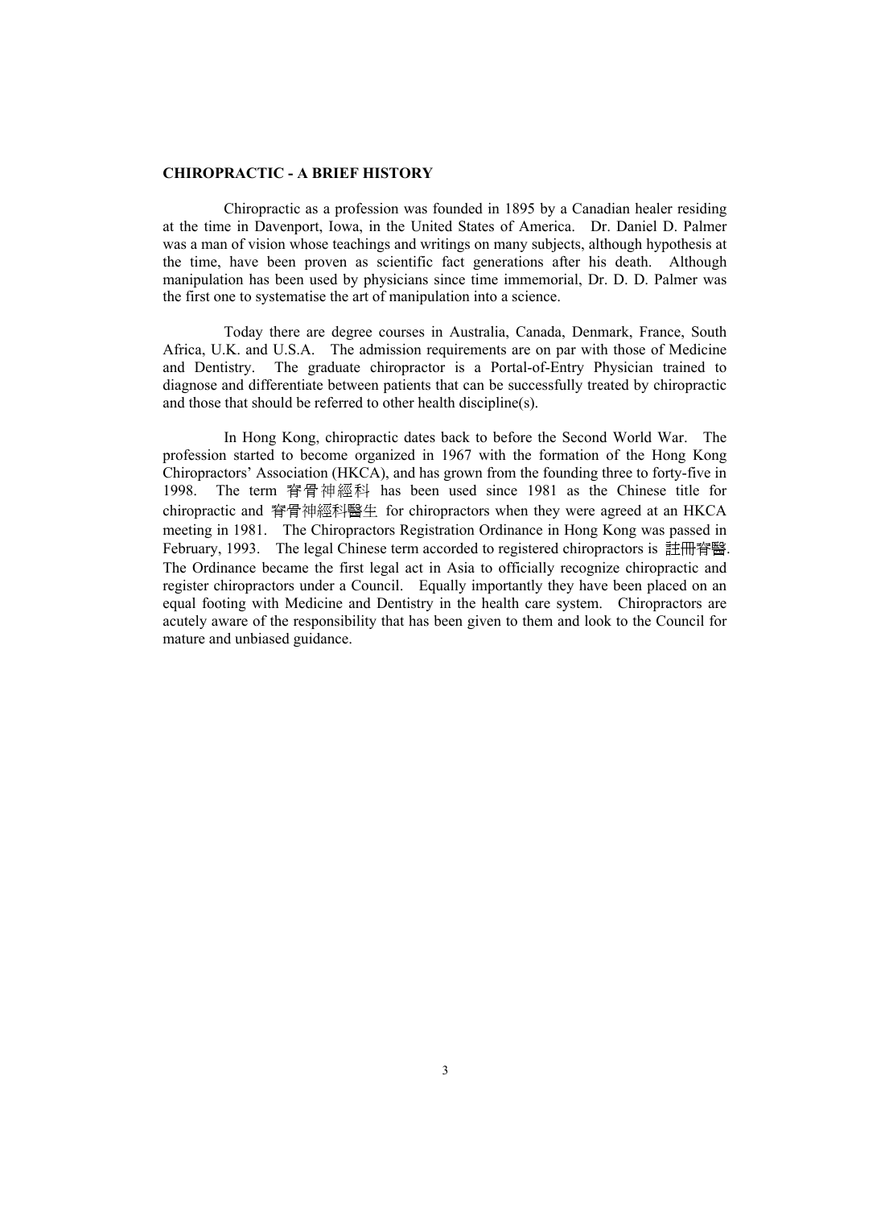**CHIROPRACTIC - A BRIEF HISTORY**

Chiropractic as a profession was founded in 1895 by a Canadian healer residing at the time in Davenport, Iowa, in the United States of America. Dr. Daniel D. Palmer was a man of vision whose teachings and writings on many subjects, although hypothesis at the time, have been proven as scientific fact generations after his death. Although manipulation has been used by physicians since time immemorial, Dr. D. D. Palmer was the first one to systematise the art of manipulation into a science.

Today there are degree courses in Australia, Canada, Denmark, France, South Africa, U.K. and U.S.A. The admission requirements are on par with those of Medicine and Dentistry. The graduate chiropractor is a Portal-of-Entry Physician trained to diagnose and differentiate between patients that can be successfully treated by chiropractic and those that should be referred to other health discipline(s).

In Hong Kong, chiropractic dates back to before the Second World War. The profession started to become organized in 1967 with the formation of the Hong Kong Chiropractors' Association (HKCA), and has grown from the founding three to forty-five in 1998. The term 脊骨神經科 has been used since 1981 as the Chinese title for chiropractic and 脊骨神經科醫生 for chiropractors when they were agreed at an HKCA meeting in 1981. The Chiropractors Registration Ordinance in Hong Kong was passed in February, 1993. The legal Chinese term accorded to registered chiropractors is 註冊脊醫. The Ordinance became the first legal act in Asia to officially recognize chiropractic and register chiropractors under a Council. Equally importantly they have been placed on an equal footing with Medicine and Dentistry in the health care system. Chiropractors are acutely aware of the responsibility that has been given to them and look to the Council for mature and unbiased guidance.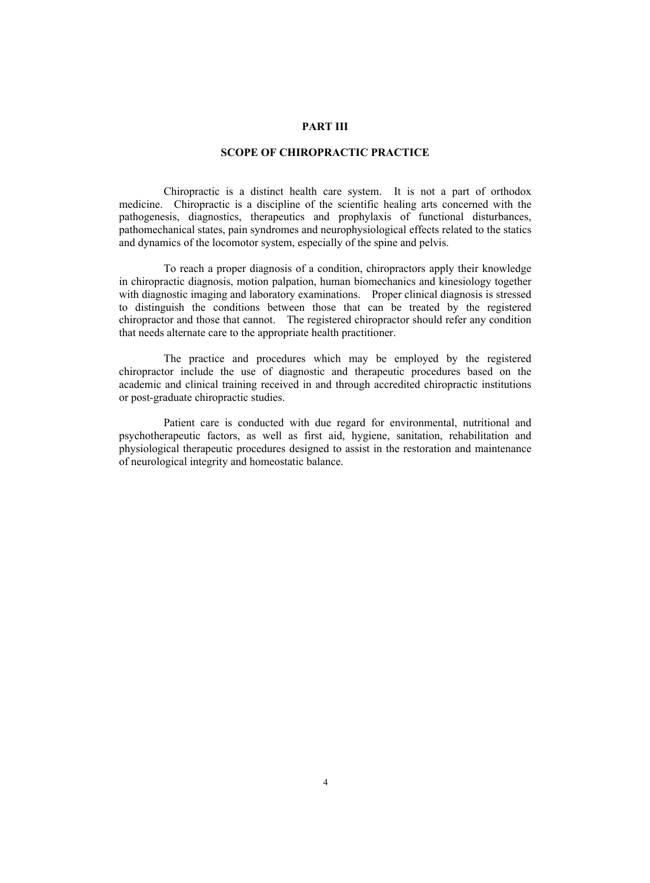## PART III

## SCOPE OF CHIROPRACTIC PRACTICE

Chiropractic is a distinct health care system. It is not a part of orthodox medicine. Chiropractic is a discipline of the scientific healing arts concerned with the pathogenesis, diagnostics, therapeutics and prophylaxis of functional disturbances, pathomechanical states, pain syndromes and neurophysiological effects related to the statics and dynamics of the locomotor system, especially of the spine and pelvis.

To reach a proper diagnosis of a condition, chiropractors apply their knowledge in chiropractic diagnosis, motion palpation, human biomechanics and kinesiology together with diagnostic imaging and laboratory examinations. Proper clinical diagnosis is stressed to distinguish the conditions between those that can be treated by the registered chiropractor and those that cannot. The registered chiropractor should refer any condition that needs alternate care to the appropriate health practitioner.

The practice and procedures which may be employed by the registered chiropractor include the use of diagnostic and therapeutic procedures based on the academic and clinical training received in and through accredited chiropractic institutions or post-graduate chiropractic studies.

Patient care is conducted with due regard for environmental, nutritional and psychotherapeutic factors, as well as first aid, hygiene, sanitation, rehabilitation and physiological therapeutic procedures designed to assist in the restoration and maintenance of neurological integrity and homeostatic balance.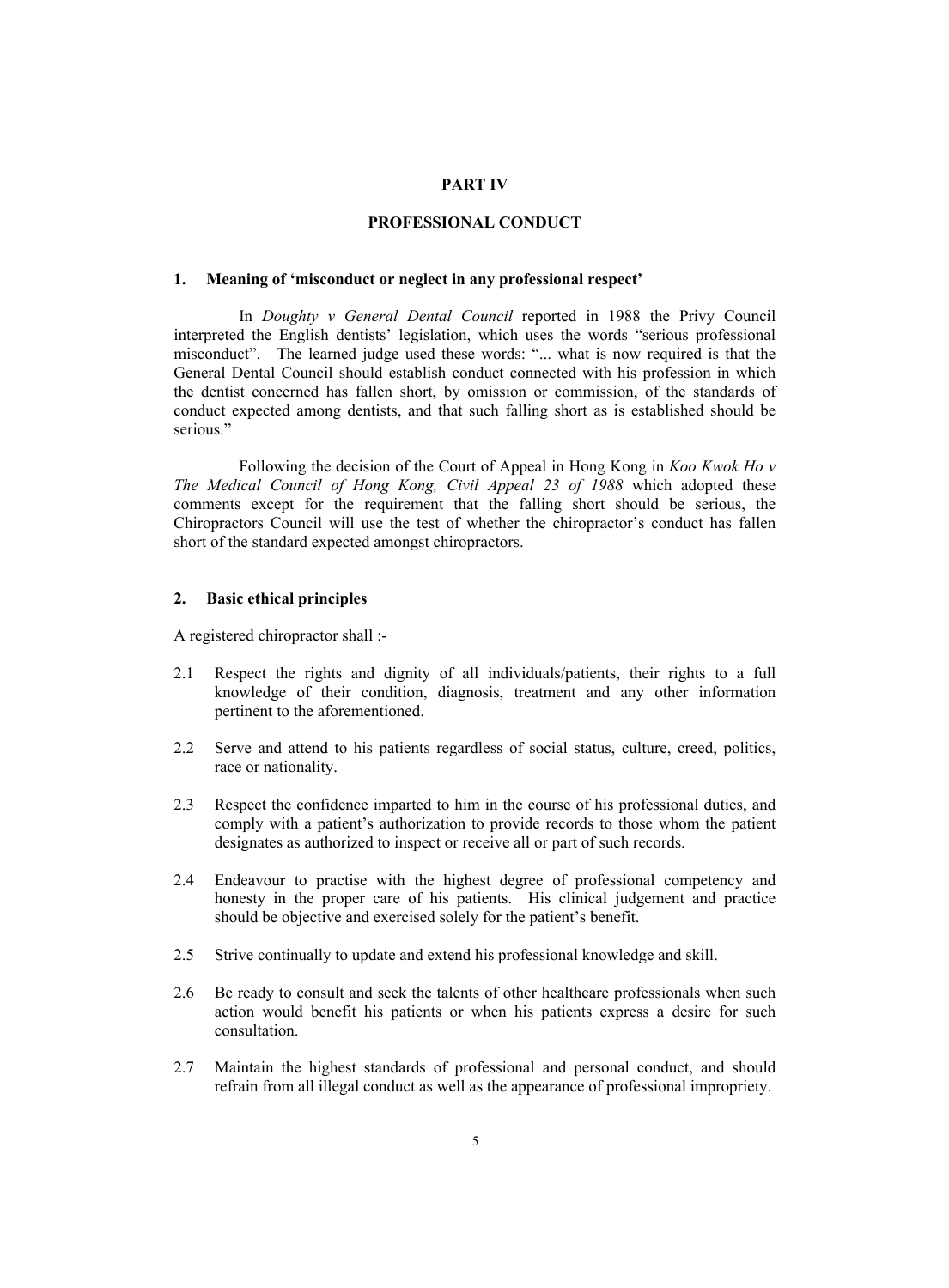# PART IV

## PROFESSIONAL CONDUCT

### 1. Meaning of 'misconduct or neglect in any professional respect'

In *Doughty v General Dental Council* reported in 1988 the Privy Council interpreted the English dentists' legislation, which uses the words "serious professional misconduct". The learned judge used these words: "... what is now required is that the General Dental Council should establish conduct connected with his profession in which the dentist concerned has fallen short, by omission or commission, of the standards of conduct expected among dentists, and that such falling short as is established should be serious."

Following the decision of the Court of Appeal in Hong Kong in *Koo Kwok Ho v The Medical Council of Hong Kong, Civil Appeal 23 of 1988* which adopted these comments except for the requirement that the falling short should be serious, the Chiropractors Council will use the test of whether the chiropractor's conduct has fallen short of the standard expected amongst chiropractors.

### 2. Basic ethical principles

A registered chiropractor shall :-

2.1 Respect the rights and dignity of all individuals/patients, their rights to a full knowledge of their condition, diagnosis, treatment and any other information pertinent to the aforementioned.

2.2 Serve and attend to his patients regardless of social status, culture, creed, politics, race or nationality.

2.3 Respect the confidence imparted to him in the course of his professional duties, and comply with a patient's authorization to provide records to those whom the patient designates as authorized to inspect or receive all or part of such records.

2.4 Endeavour to practise with the highest degree of professional competency and honesty in the proper care of his patients. His clinical judgement and practice should be objective and exercised solely for the patient's benefit.

2.5 Strive continually to update and extend his professional knowledge and skill.

2.6 Be ready to consult and seek the talents of other healthcare professionals when such action would benefit his patients or when his patients express a desire for such consultation.

2.7 Maintain the highest standards of professional and personal conduct, and should refrain from all illegal conduct as well as the appearance of professional impropriety.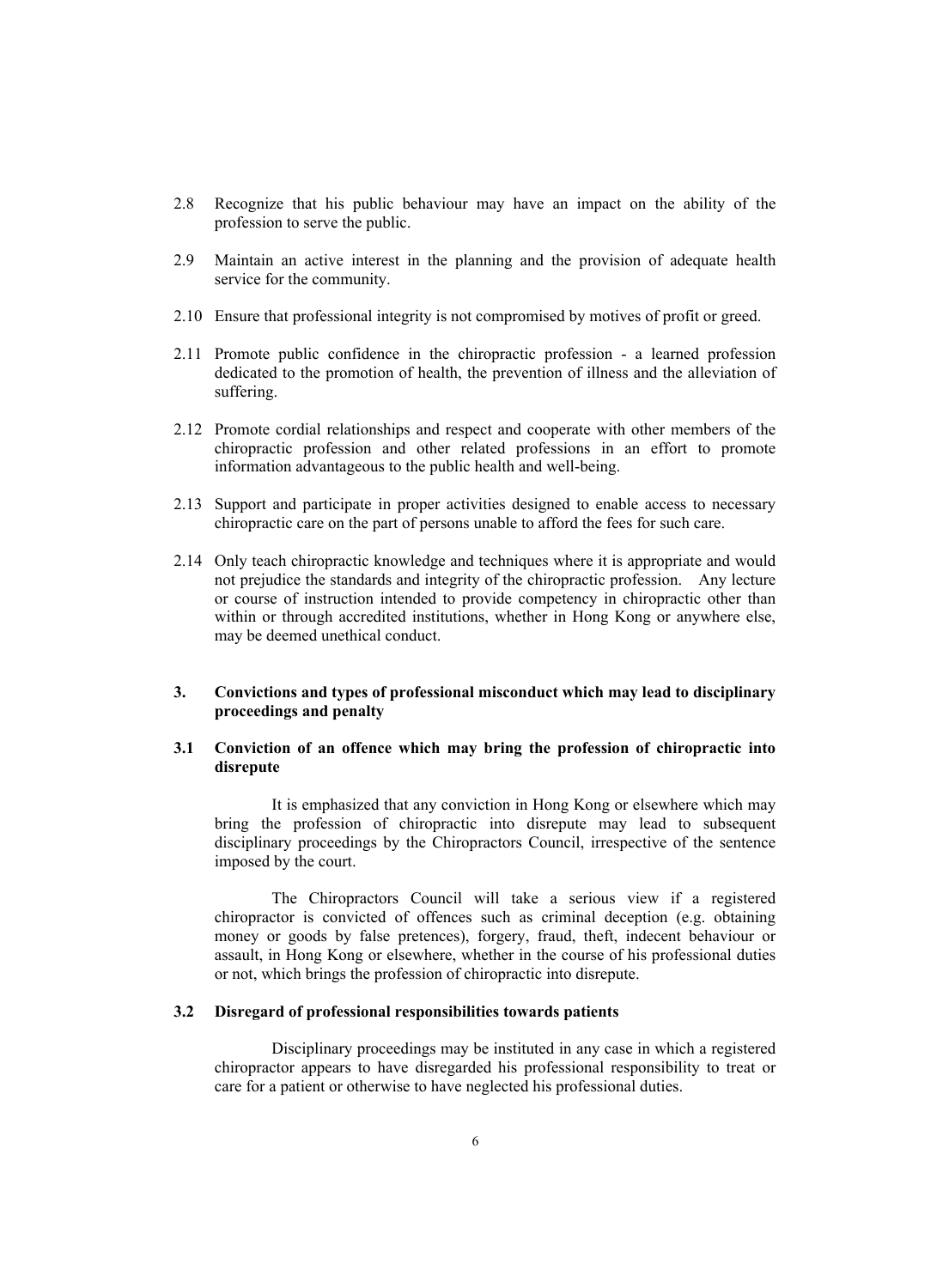2.8 Recognize that his public behaviour may have an impact on the ability of the profession to serve the public.

2.9 Maintain an active interest in the planning and the provision of adequate health service for the community.

2.10 Ensure that professional integrity is not compromised by motives of profit or greed.

2.11 Promote public confidence in the chiropractic profession - a learned profession dedicated to the promotion of health, the prevention of illness and the alleviation of suffering.

2.12 Promote cordial relationships and respect and cooperate with other members of the chiropractic profession and other related professions in an effort to promote information advantageous to the public health and well-being.

2.13 Support and participate in proper activities designed to enable access to necessary chiropractic care on the part of persons unable to afford the fees for such care.

2.14 Only teach chiropractic knowledge and techniques where it is appropriate and would not prejudice the standards and integrity of the chiropractic profession. Any lecture or course of instruction intended to provide competency in chiropractic other than within or through accredited institutions, whether in Hong Kong or anywhere else, may be deemed unethical conduct.

## 3. Convictions and types of professional misconduct which may lead to disciplinary proceedings and penalty

### 3.1 Conviction of an offence which may bring the profession of chiropractic into disrepute

It is emphasized that any conviction in Hong Kong or elsewhere which may bring the profession of chiropractic into disrepute may lead to subsequent disciplinary proceedings by the Chiropractors Council, irrespective of the sentence imposed by the court.

The Chiropractors Council will take a serious view if a registered chiropractor is convicted of offences such as criminal deception (e.g. obtaining money or goods by false pretences), forgery, fraud, theft, indecent behaviour or assault, in Hong Kong or elsewhere, whether in the course of his professional duties or not, which brings the profession of chiropractic into disrepute.

### 3.2 Disregard of professional responsibilities towards patients

Disciplinary proceedings may be instituted in any case in which a registered chiropractor appears to have disregarded his professional responsibility to treat or care for a patient or otherwise to have neglected his professional duties.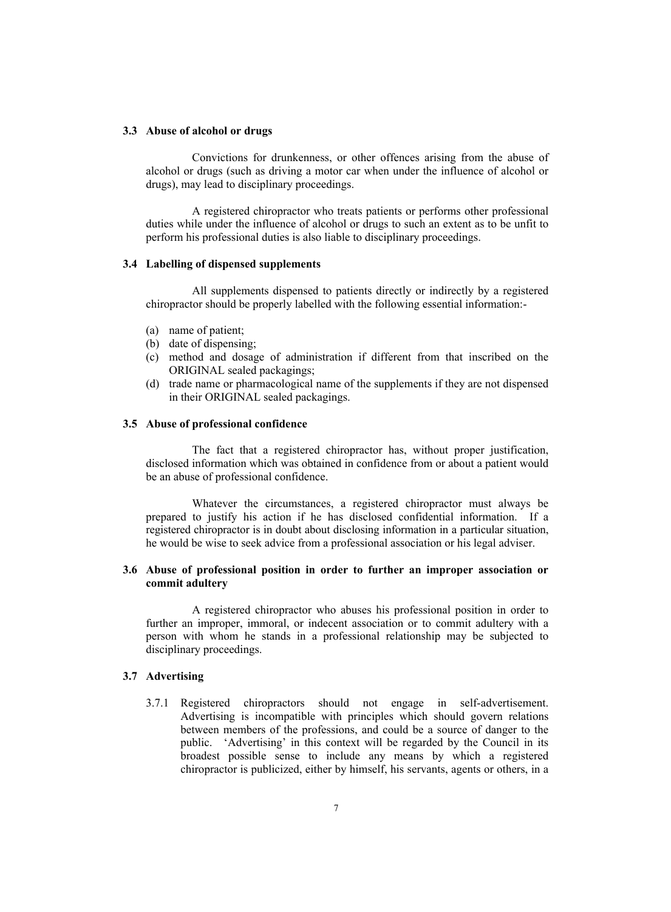### 3.3 Abuse of alcohol or drugs

Convictions for drunkenness, or other offences arising from the abuse of alcohol or drugs (such as driving a motor car when under the influence of alcohol or drugs), may lead to disciplinary proceedings.

A registered chiropractor who treats patients or performs other professional duties while under the influence of alcohol or drugs to such an extent as to be unfit to perform his professional duties is also liable to disciplinary proceedings.

### 3.4 Labelling of dispensed supplements

All supplements dispensed to patients directly or indirectly by a registered chiropractor should be properly labelled with the following essential information:-

(a) name of patient;
(b) date of dispensing;
(c) method and dosage of administration if different from that inscribed on the ORIGINAL sealed packagings;
(d) trade name or pharmacological name of the supplements if they are not dispensed in their ORIGINAL sealed packagings.

### 3.5 Abuse of professional confidence

The fact that a registered chiropractor has, without proper justification, disclosed information which was obtained in confidence from or about a patient would be an abuse of professional confidence.

Whatever the circumstances, a registered chiropractor must always be prepared to justify his action if he has disclosed confidential information. If a registered chiropractor is in doubt about disclosing information in a particular situation, he would be wise to seek advice from a professional association or his legal adviser.

### 3.6 Abuse of professional position in order to further an improper association or commit adultery

A registered chiropractor who abuses his professional position in order to further an improper, immoral, or indecent association or to commit adultery with a person with whom he stands in a professional relationship may be subjected to disciplinary proceedings.

### 3.7 Advertising

3.7.1 Registered chiropractors should not engage in self-advertisement. Advertising is incompatible with principles which should govern relations between members of the professions, and could be a source of danger to the public. 'Advertising' in this context will be regarded by the Council in its broadest possible sense to include any means by which a registered chiropractor is publicized, either by himself, his servants, agents or others, in a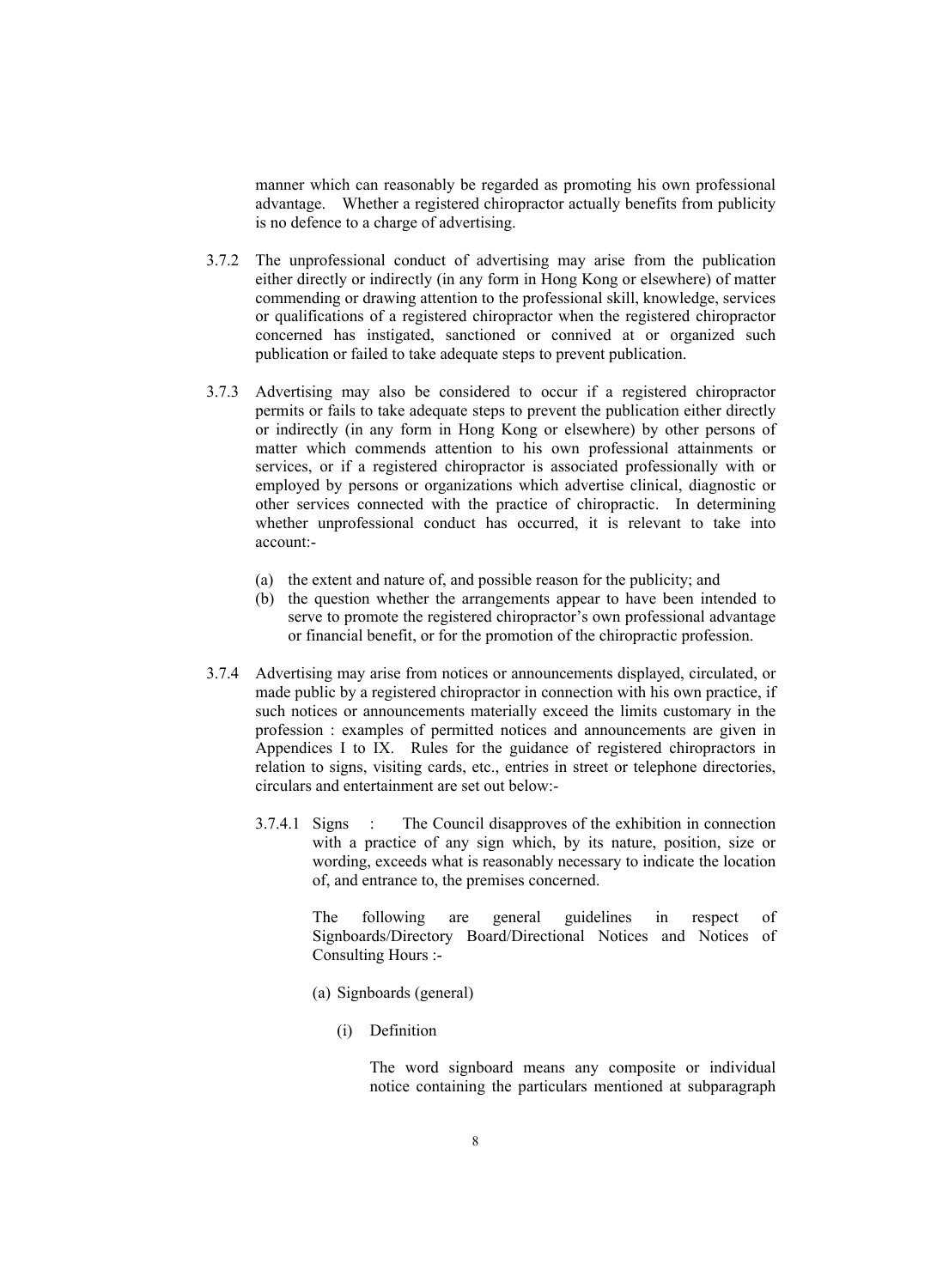manner which can reasonably be regarded as promoting his own professional advantage. Whether a registered chiropractor actually benefits from publicity is no defence to a charge of advertising.

3.7.2 The unprofessional conduct of advertising may arise from the publication either directly or indirectly (in any form in Hong Kong or elsewhere) of matter commending or drawing attention to the professional skill, knowledge, services or qualifications of a registered chiropractor when the registered chiropractor concerned has instigated, sanctioned or connived at or organized such publication or failed to take adequate steps to prevent publication.

3.7.3 Advertising may also be considered to occur if a registered chiropractor permits or fails to take adequate steps to prevent the publication either directly or indirectly (in any form in Hong Kong or elsewhere) by other persons of matter which commends attention to his own professional attainments or services, or if a registered chiropractor is associated professionally with or employed by persons or organizations which advertise clinical, diagnostic or other services connected with the practice of chiropractic. In determining whether unprofessional conduct has occurred, it is relevant to take into account:-

(a) the extent and nature of, and possible reason for the publicity; and
(b) the question whether the arrangements appear to have been intended to serve to promote the registered chiropractor's own professional advantage or financial benefit, or for the promotion of the chiropractic profession.

3.7.4 Advertising may arise from notices or announcements displayed, circulated, or made public by a registered chiropractor in connection with his own practice, if such notices or announcements materially exceed the limits customary in the profession : examples of permitted notices and announcements are given in Appendices I to IX. Rules for the guidance of registered chiropractors in relation to signs, visiting cards, etc., entries in street or telephone directories, circulars and entertainment are set out below:-

3.7.4.1 Signs : The Council disapproves of the exhibition in connection with a practice of any sign which, by its nature, position, size or wording, exceeds what is reasonably necessary to indicate the location of, and entrance to, the premises concerned.

The following are general guidelines in respect of Signboards/Directory Board/Directional Notices and Notices of Consulting Hours :-

(a) Signboards (general)

(i) Definition

The word signboard means any composite or individual notice containing the particulars mentioned at subparagraph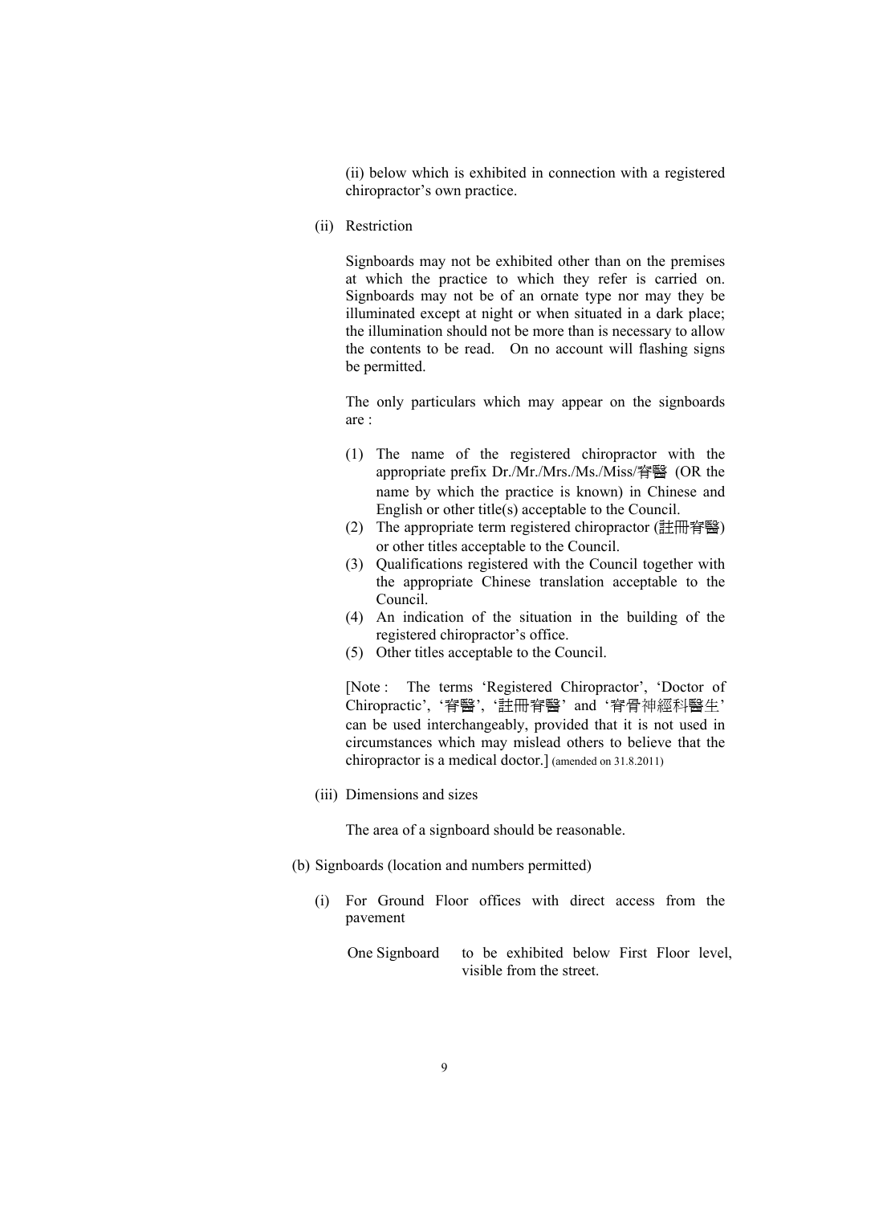(ii) below which is exhibited in connection with a registered chiropractor's own practice.

(ii) Restriction

Signboards may not be exhibited other than on the premises at which the practice to which they refer is carried on. Signboards may not be of an ornate type nor may they be illuminated except at night or when situated in a dark place; the illumination should not be more than is necessary to allow the contents to be read. On no account will flashing signs be permitted.

The only particulars which may appear on the signboards are :

(1) The name of the registered chiropractor with the appropriate prefix Dr./Mr./Mrs./Ms./Miss/脊醫 (OR the name by which the practice is known) in Chinese and English or other title(s) acceptable to the Council.
(2) The appropriate term registered chiropractor (註冊脊醫) or other titles acceptable to the Council.
(3) Qualifications registered with the Council together with the appropriate Chinese translation acceptable to the Council.
(4) An indication of the situation in the building of the registered chiropractor's office.
(5) Other titles acceptable to the Council.

[Note : The terms 'Registered Chiropractor', 'Doctor of Chiropractic', '脊醫', '註冊脊醫' and '脊骨神經科醫生' can be used interchangeably, provided that it is not used in circumstances which may mislead others to believe that the chiropractor is a medical doctor.] (amended on 31.8.2011)

(iii) Dimensions and sizes

The area of a signboard should be reasonable.

(b) Signboards (location and numbers permitted)

(i) For Ground Floor offices with direct access from the pavement

One Signboard — to be exhibited below First Floor level, visible from the street.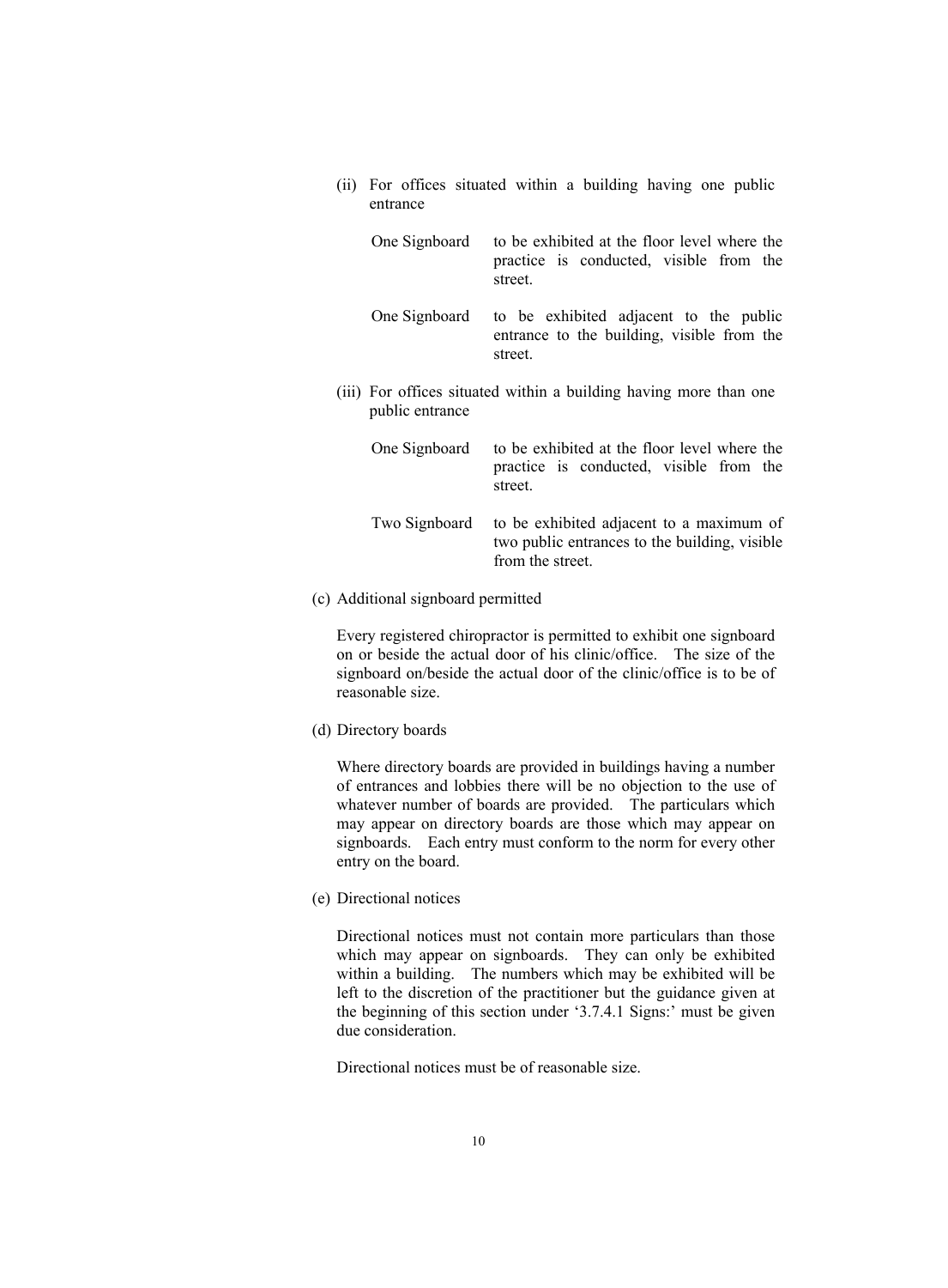(ii) For offices situated within a building having one public entrance

| | |
|---|---|
| One Signboard | to be exhibited at the floor level where the practice is conducted, visible from the street. |
| One Signboard | to be exhibited adjacent to the public entrance to the building, visible from the street. |

(iii) For offices situated within a building having more than one public entrance

| | |
|---|---|
| One Signboard | to be exhibited at the floor level where the practice is conducted, visible from the street. |
| Two Signboard | to be exhibited adjacent to a maximum of two public entrances to the building, visible from the street. |

(c) Additional signboard permitted

Every registered chiropractor is permitted to exhibit one signboard on or beside the actual door of his clinic/office. The size of the signboard on/beside the actual door of the clinic/office is to be of reasonable size.

(d) Directory boards

Where directory boards are provided in buildings having a number of entrances and lobbies there will be no objection to the use of whatever number of boards are provided. The particulars which may appear on directory boards are those which may appear on signboards. Each entry must conform to the norm for every other entry on the board.

(e) Directional notices

Directional notices must not contain more particulars than those which may appear on signboards. They can only be exhibited within a building. The numbers which may be exhibited will be left to the discretion of the practitioner but the guidance given at the beginning of this section under '3.7.4.1 Signs:' must be given due consideration.

Directional notices must be of reasonable size.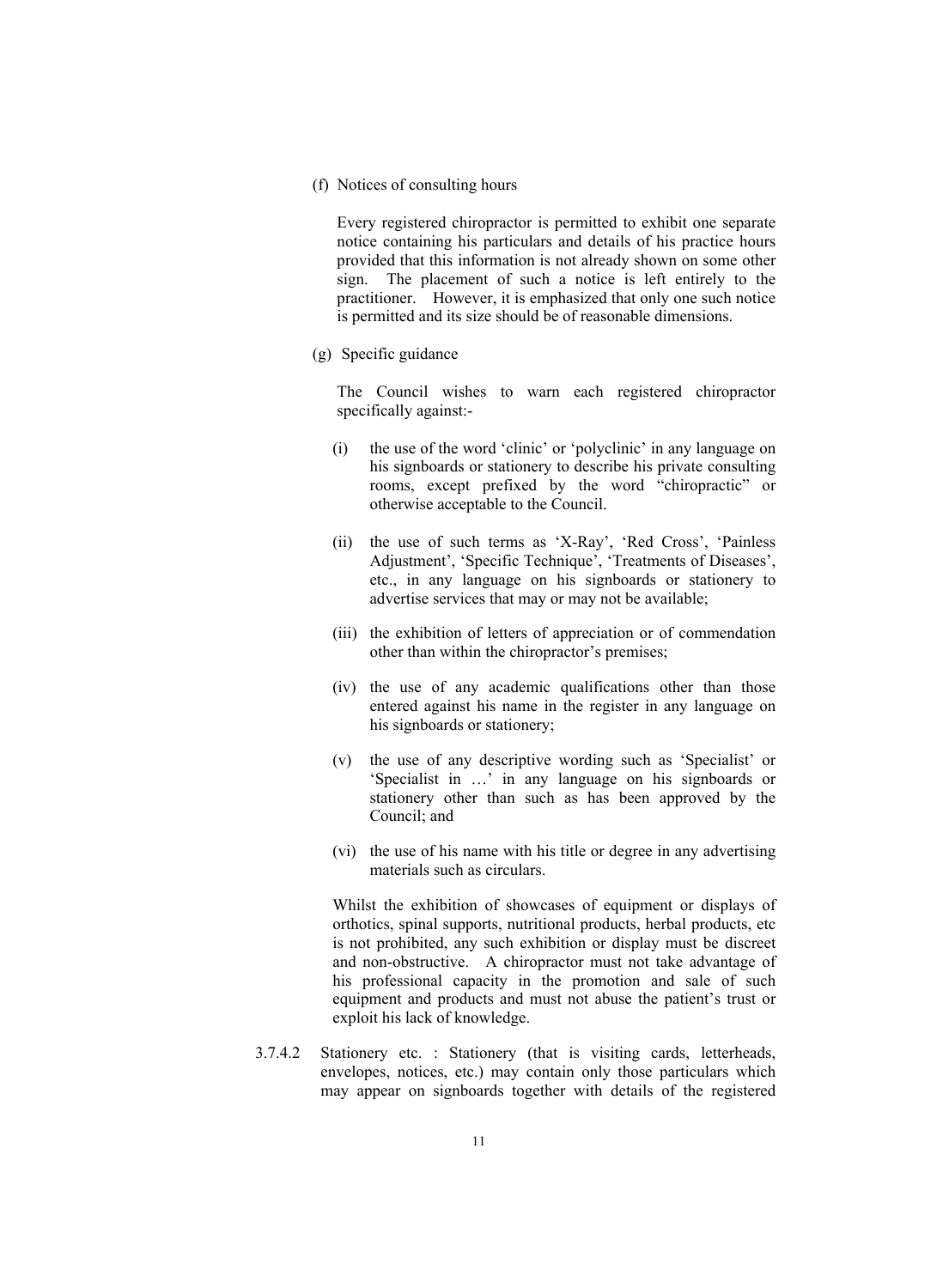(f) Notices of consulting hours

Every registered chiropractor is permitted to exhibit one separate notice containing his particulars and details of his practice hours provided that this information is not already shown on some other sign. The placement of such a notice is left entirely to the practitioner. However, it is emphasized that only one such notice is permitted and its size should be of reasonable dimensions.

(g) Specific guidance

The Council wishes to warn each registered chiropractor specifically against:-

(i) the use of the word 'clinic' or 'polyclinic' in any language on his signboards or stationery to describe his private consulting rooms, except prefixed by the word "chiropractic" or otherwise acceptable to the Council.

(ii) the use of such terms as 'X-Ray', 'Red Cross', 'Painless Adjustment', 'Specific Technique', 'Treatments of Diseases', etc., in any language on his signboards or stationery to advertise services that may or may not be available;

(iii) the exhibition of letters of appreciation or of commendation other than within the chiropractor's premises;

(iv) the use of any academic qualifications other than those entered against his name in the register in any language on his signboards or stationery;

(v) the use of any descriptive wording such as 'Specialist' or 'Specialist in …' in any language on his signboards or stationery other than such as has been approved by the Council; and

(vi) the use of his name with his title or degree in any advertising materials such as circulars.

Whilst the exhibition of showcases of equipment or displays of orthotics, spinal supports, nutritional products, herbal products, etc is not prohibited, any such exhibition or display must be discreet and non-obstructive. A chiropractor must not take advantage of his professional capacity in the promotion and sale of such equipment and products and must not abuse the patient's trust or exploit his lack of knowledge.

3.7.4.2 Stationery etc. : Stationery (that is visiting cards, letterheads, envelopes, notices, etc.) may contain only those particulars which may appear on signboards together with details of the registered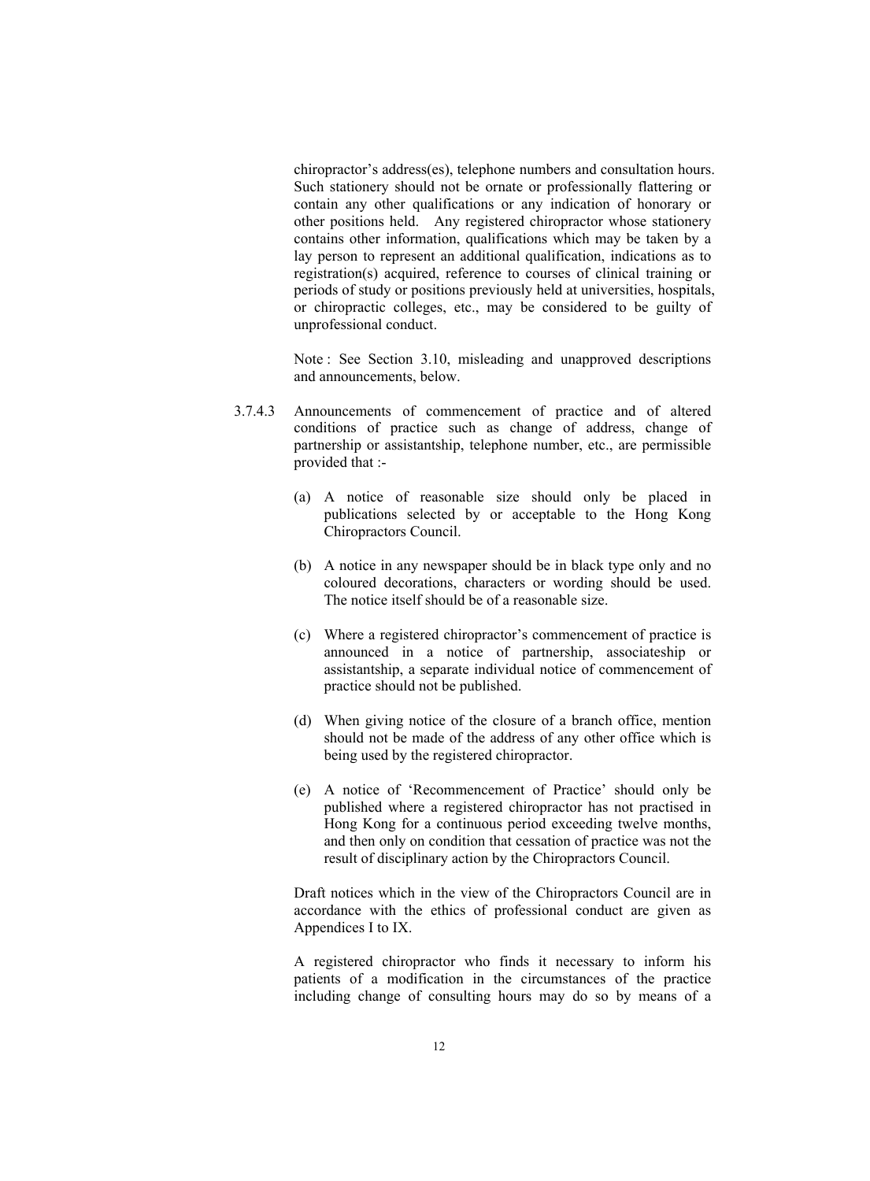chiropractor's address(es), telephone numbers and consultation hours. Such stationery should not be ornate or professionally flattering or contain any other qualifications or any indication of honorary or other positions held. Any registered chiropractor whose stationery contains other information, qualifications which may be taken by a lay person to represent an additional qualification, indications as to registration(s) acquired, reference to courses of clinical training or periods of study or positions previously held at universities, hospitals, or chiropractic colleges, etc., may be considered to be guilty of unprofessional conduct.

Note : See Section 3.10, misleading and unapproved descriptions and announcements, below.

3.7.4.3 Announcements of commencement of practice and of altered conditions of practice such as change of address, change of partnership or assistantship, telephone number, etc., are permissible provided that :-

(a) A notice of reasonable size should only be placed in publications selected by or acceptable to the Hong Kong Chiropractors Council.

(b) A notice in any newspaper should be in black type only and no coloured decorations, characters or wording should be used. The notice itself should be of a reasonable size.

(c) Where a registered chiropractor's commencement of practice is announced in a notice of partnership, associateship or assistantship, a separate individual notice of commencement of practice should not be published.

(d) When giving notice of the closure of a branch office, mention should not be made of the address of any other office which is being used by the registered chiropractor.

(e) A notice of 'Recommencement of Practice' should only be published where a registered chiropractor has not practised in Hong Kong for a continuous period exceeding twelve months, and then only on condition that cessation of practice was not the result of disciplinary action by the Chiropractors Council.

Draft notices which in the view of the Chiropractors Council are in accordance with the ethics of professional conduct are given as Appendices I to IX.

A registered chiropractor who finds it necessary to inform his patients of a modification in the circumstances of the practice including change of consulting hours may do so by means of a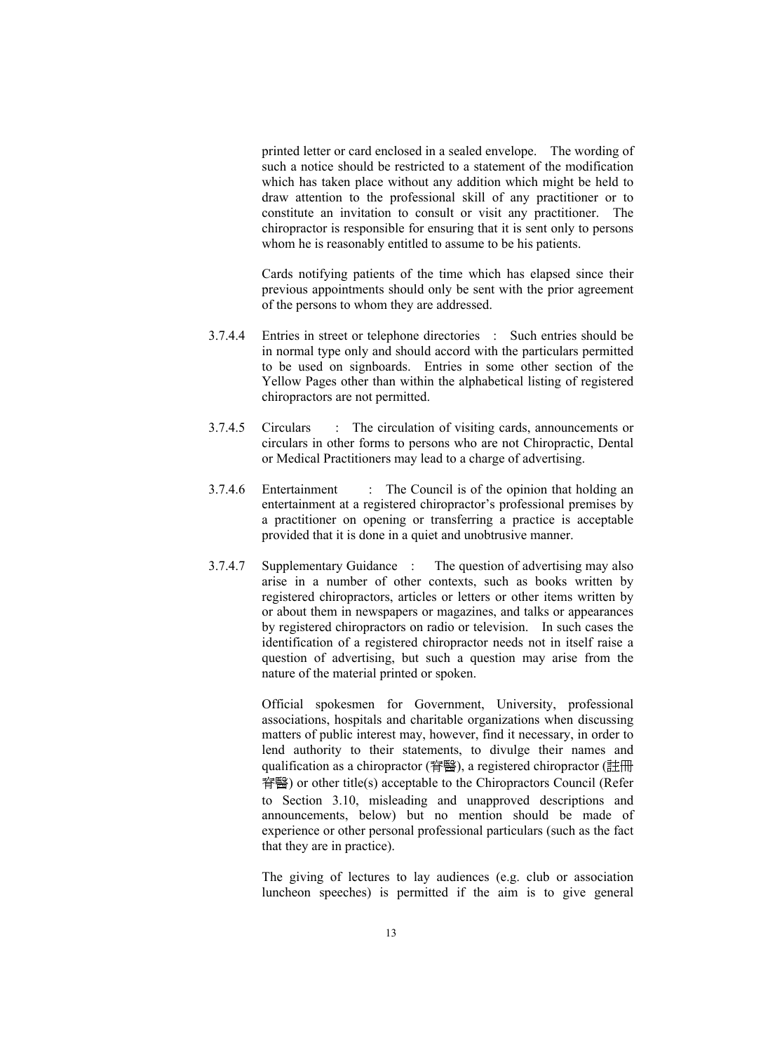printed letter or card enclosed in a sealed envelope. The wording of such a notice should be restricted to a statement of the modification which has taken place without any addition which might be held to draw attention to the professional skill of any practitioner or to constitute an invitation to consult or visit any practitioner. The chiropractor is responsible for ensuring that it is sent only to persons whom he is reasonably entitled to assume to be his patients.

Cards notifying patients of the time which has elapsed since their previous appointments should only be sent with the prior agreement of the persons to whom they are addressed.

3.7.4.4 Entries in street or telephone directories : Such entries should be in normal type only and should accord with the particulars permitted to be used on signboards. Entries in some other section of the Yellow Pages other than within the alphabetical listing of registered chiropractors are not permitted.

3.7.4.5 Circulars : The circulation of visiting cards, announcements or circulars in other forms to persons who are not Chiropractic, Dental or Medical Practitioners may lead to a charge of advertising.

3.7.4.6 Entertainment : The Council is of the opinion that holding an entertainment at a registered chiropractor's professional premises by a practitioner on opening or transferring a practice is acceptable provided that it is done in a quiet and unobtrusive manner.

3.7.4.7 Supplementary Guidance : The question of advertising may also arise in a number of other contexts, such as books written by registered chiropractors, articles or letters or other items written by or about them in newspapers or magazines, and talks or appearances by registered chiropractors on radio or television. In such cases the identification of a registered chiropractor needs not in itself raise a question of advertising, but such a question may arise from the nature of the material printed or spoken.

Official spokesmen for Government, University, professional associations, hospitals and charitable organizations when discussing matters of public interest may, however, find it necessary, in order to lend authority to their statements, to divulge their names and qualification as a chiropractor (脊醫), a registered chiropractor (註冊脊醫) or other title(s) acceptable to the Chiropractors Council (Refer to Section 3.10, misleading and unapproved descriptions and announcements, below) but no mention should be made of experience or other personal professional particulars (such as the fact that they are in practice).

The giving of lectures to lay audiences (e.g. club or association luncheon speeches) is permitted if the aim is to give general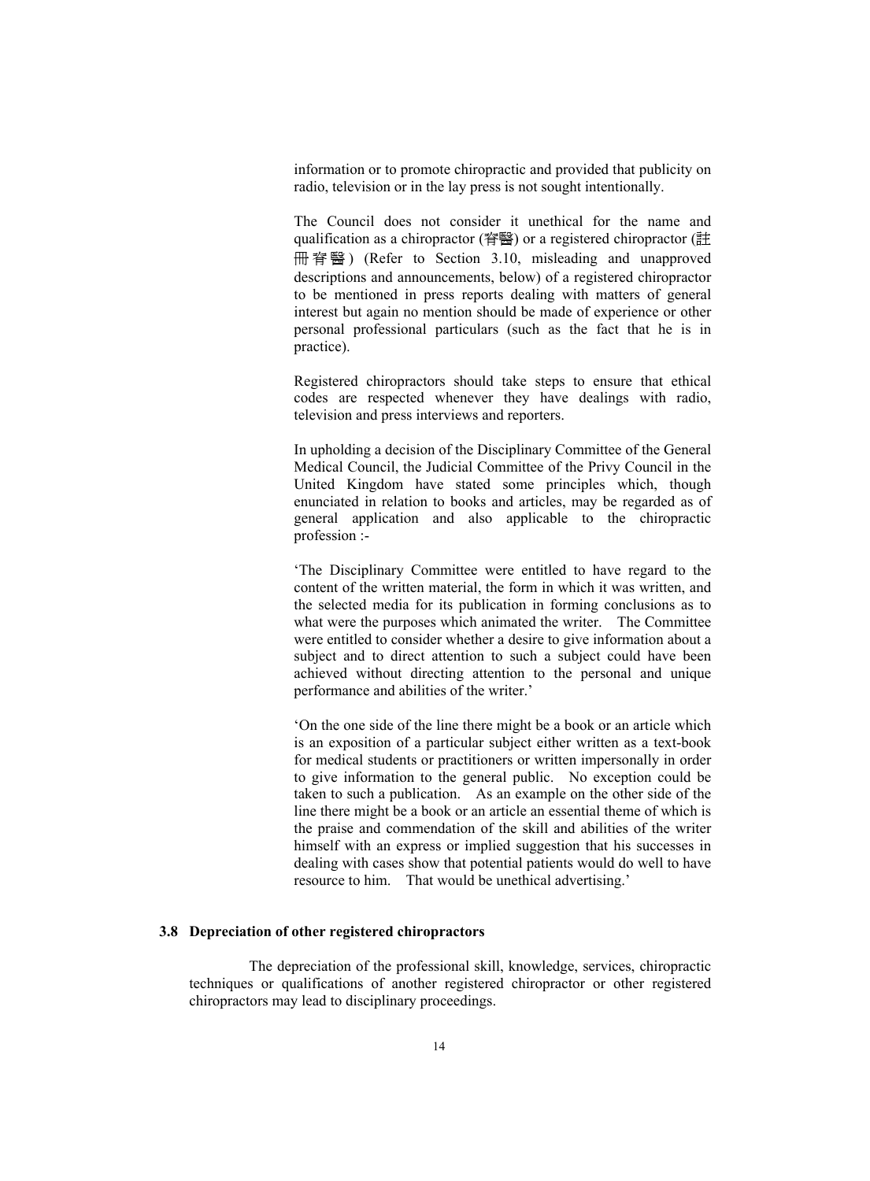information or to promote chiropractic and provided that publicity on radio, television or in the lay press is not sought intentionally.

The Council does not consider it unethical for the name and qualification as a chiropractor (脊醫) or a registered chiropractor (註冊脊醫) (Refer to Section 3.10, misleading and unapproved descriptions and announcements, below) of a registered chiropractor to be mentioned in press reports dealing with matters of general interest but again no mention should be made of experience or other personal professional particulars (such as the fact that he is in practice).

Registered chiropractors should take steps to ensure that ethical codes are respected whenever they have dealings with radio, television and press interviews and reporters.

In upholding a decision of the Disciplinary Committee of the General Medical Council, the Judicial Committee of the Privy Council in the United Kingdom have stated some principles which, though enunciated in relation to books and articles, may be regarded as of general application and also applicable to the chiropractic profession :-

'The Disciplinary Committee were entitled to have regard to the content of the written material, the form in which it was written, and the selected media for its publication in forming conclusions as to what were the purposes which animated the writer. The Committee were entitled to consider whether a desire to give information about a subject and to direct attention to such a subject could have been achieved without directing attention to the personal and unique performance and abilities of the writer.'

'On the one side of the line there might be a book or an article which is an exposition of a particular subject either written as a text-book for medical students or practitioners or written impersonally in order to give information to the general public. No exception could be taken to such a publication. As an example on the other side of the line there might be a book or an article an essential theme of which is the praise and commendation of the skill and abilities of the writer himself with an express or implied suggestion that his successes in dealing with cases show that potential patients would do well to have resource to him. That would be unethical advertising.'

### 3.8 Depreciation of other registered chiropractors

The depreciation of the professional skill, knowledge, services, chiropractic techniques or qualifications of another registered chiropractor or other registered chiropractors may lead to disciplinary proceedings.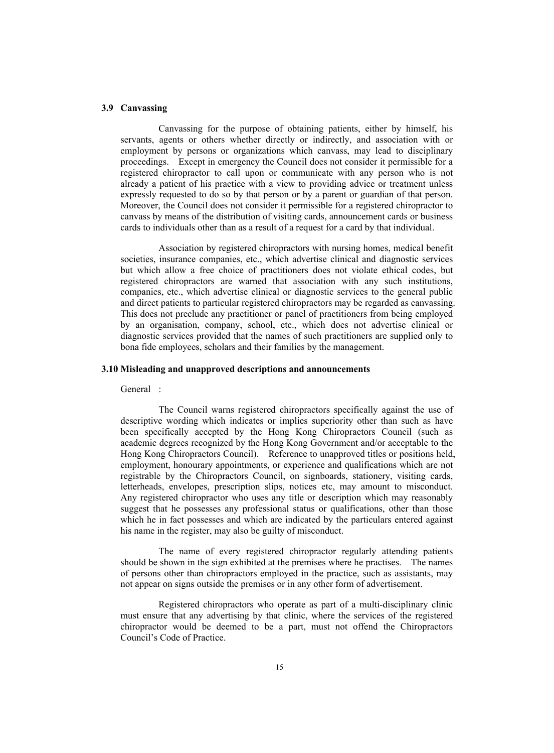### 3.9 Canvassing

Canvassing for the purpose of obtaining patients, either by himself, his servants, agents or others whether directly or indirectly, and association with or employment by persons or organizations which canvass, may lead to disciplinary proceedings. Except in emergency the Council does not consider it permissible for a registered chiropractor to call upon or communicate with any person who is not already a patient of his practice with a view to providing advice or treatment unless expressly requested to do so by that person or by a parent or guardian of that person. Moreover, the Council does not consider it permissible for a registered chiropractor to canvass by means of the distribution of visiting cards, announcement cards or business cards to individuals other than as a result of a request for a card by that individual.

Association by registered chiropractors with nursing homes, medical benefit societies, insurance companies, etc., which advertise clinical and diagnostic services but which allow a free choice of practitioners does not violate ethical codes, but registered chiropractors are warned that association with any such institutions, companies, etc., which advertise clinical or diagnostic services to the general public and direct patients to particular registered chiropractors may be regarded as canvassing. This does not preclude any practitioner or panel of practitioners from being employed by an organisation, company, school, etc., which does not advertise clinical or diagnostic services provided that the names of such practitioners are supplied only to bona fide employees, scholars and their families by the management.

### 3.10 Misleading and unapproved descriptions and announcements

General :

The Council warns registered chiropractors specifically against the use of descriptive wording which indicates or implies superiority other than such as have been specifically accepted by the Hong Kong Chiropractors Council (such as academic degrees recognized by the Hong Kong Government and/or acceptable to the Hong Kong Chiropractors Council). Reference to unapproved titles or positions held, employment, honourary appointments, or experience and qualifications which are not registrable by the Chiropractors Council, on signboards, stationery, visiting cards, letterheads, envelopes, prescription slips, notices etc, may amount to misconduct. Any registered chiropractor who uses any title or description which may reasonably suggest that he possesses any professional status or qualifications, other than those which he in fact possesses and which are indicated by the particulars entered against his name in the register, may also be guilty of misconduct.

The name of every registered chiropractor regularly attending patients should be shown in the sign exhibited at the premises where he practises. The names of persons other than chiropractors employed in the practice, such as assistants, may not appear on signs outside the premises or in any other form of advertisement.

Registered chiropractors who operate as part of a multi-disciplinary clinic must ensure that any advertising by that clinic, where the services of the registered chiropractor would be deemed to be a part, must not offend the Chiropractors Council's Code of Practice.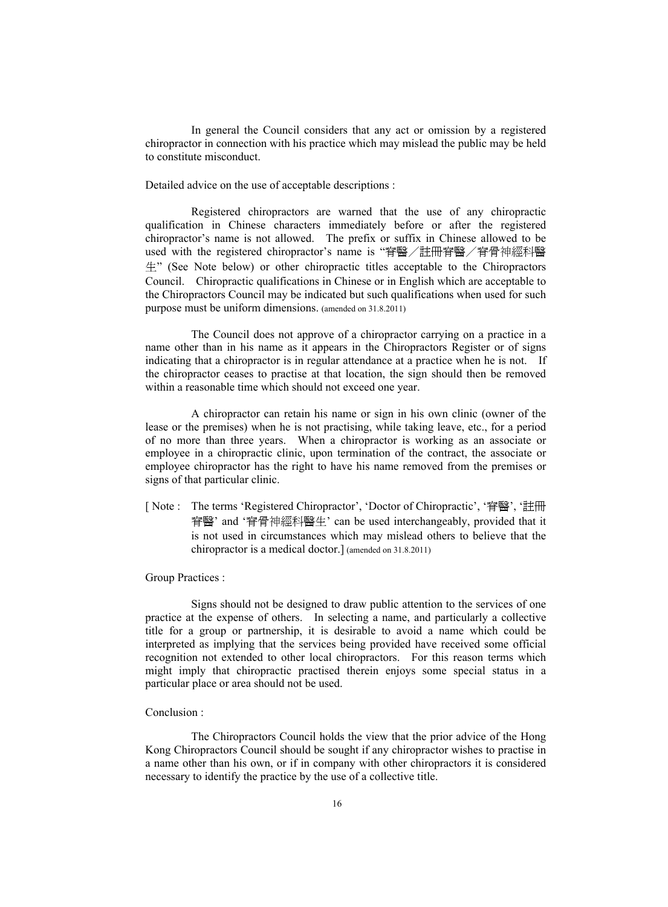In general the Council considers that any act or omission by a registered chiropractor in connection with his practice which may mislead the public may be held to constitute misconduct.

Detailed advice on the use of acceptable descriptions :

Registered chiropractors are warned that the use of any chiropractic qualification in Chinese characters immediately before or after the registered chiropractor's name is not allowed. The prefix or suffix in Chinese allowed to be used with the registered chiropractor's name is "脊醫／註冊脊醫／脊骨神經科醫生" (See Note below) or other chiropractic titles acceptable to the Chiropractors Council. Chiropractic qualifications in Chinese or in English which are acceptable to the Chiropractors Council may be indicated but such qualifications when used for such purpose must be uniform dimensions. (amended on 31.8.2011)

The Council does not approve of a chiropractor carrying on a practice in a name other than in his name as it appears in the Chiropractors Register or of signs indicating that a chiropractor is in regular attendance at a practice when he is not. If the chiropractor ceases to practise at that location, the sign should then be removed within a reasonable time which should not exceed one year.

A chiropractor can retain his name or sign in his own clinic (owner of the lease or the premises) when he is not practising, while taking leave, etc., for a period of no more than three years. When a chiropractor is working as an associate or employee in a chiropractic clinic, upon termination of the contract, the associate or employee chiropractor has the right to have his name removed from the premises or signs of that particular clinic.

[ Note : The terms 'Registered Chiropractor', 'Doctor of Chiropractic', '脊醫', '註冊脊醫' and '脊骨神經科醫生' can be used interchangeably, provided that it is not used in circumstances which may mislead others to believe that the chiropractor is a medical doctor.] (amended on 31.8.2011)

Group Practices :

Signs should not be designed to draw public attention to the services of one practice at the expense of others. In selecting a name, and particularly a collective title for a group or partnership, it is desirable to avoid a name which could be interpreted as implying that the services being provided have received some official recognition not extended to other local chiropractors. For this reason terms which might imply that chiropractic practised therein enjoys some special status in a particular place or area should not be used.

Conclusion :

The Chiropractors Council holds the view that the prior advice of the Hong Kong Chiropractors Council should be sought if any chiropractor wishes to practise in a name other than his own, or if in company with other chiropractors it is considered necessary to identify the practice by the use of a collective title.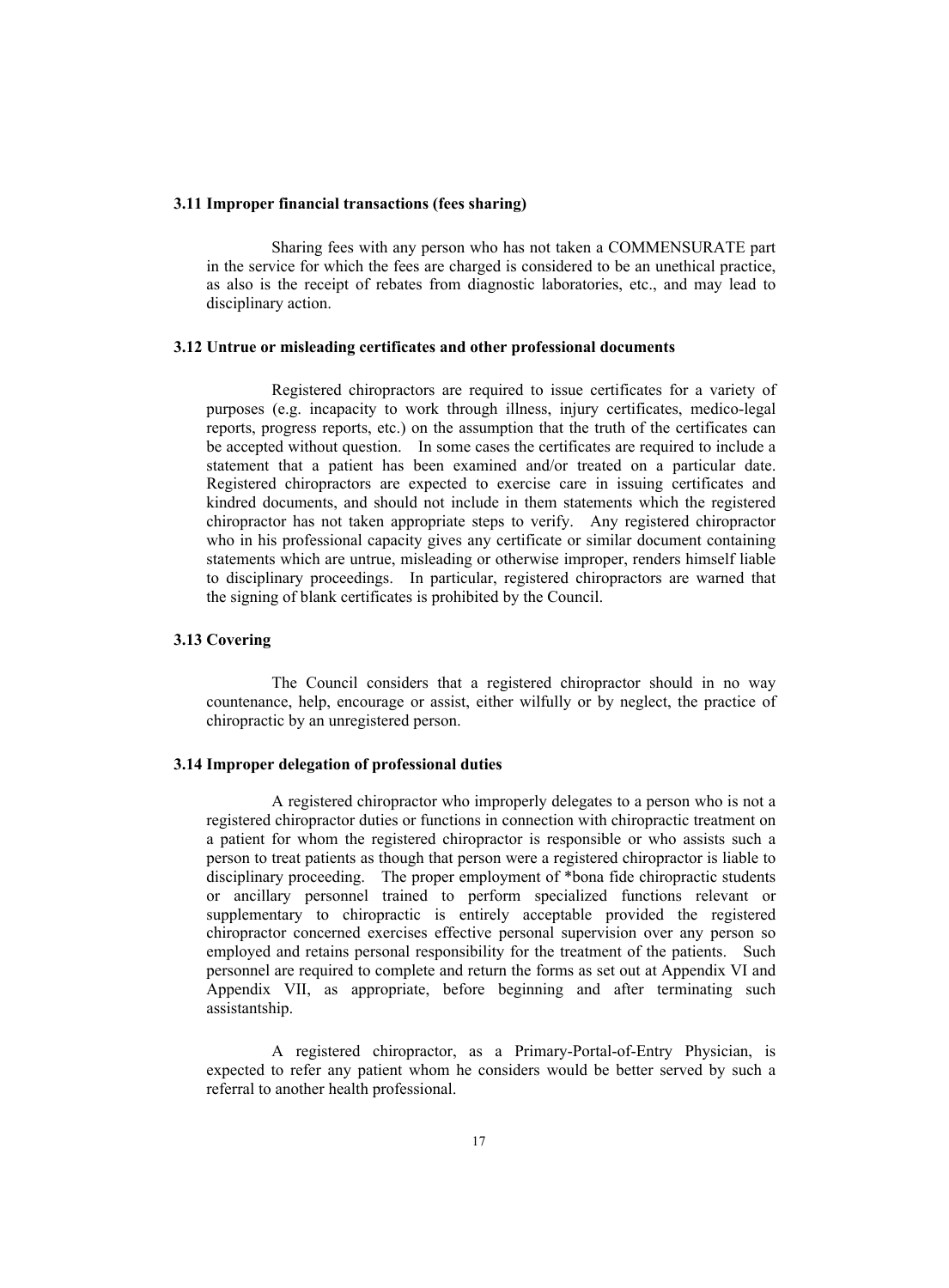### 3.11 Improper financial transactions (fees sharing)

Sharing fees with any person who has not taken a COMMENSURATE part in the service for which the fees are charged is considered to be an unethical practice, as also is the receipt of rebates from diagnostic laboratories, etc., and may lead to disciplinary action.

### 3.12 Untrue or misleading certificates and other professional documents

Registered chiropractors are required to issue certificates for a variety of purposes (e.g. incapacity to work through illness, injury certificates, medico-legal reports, progress reports, etc.) on the assumption that the truth of the certificates can be accepted without question. In some cases the certificates are required to include a statement that a patient has been examined and/or treated on a particular date. Registered chiropractors are expected to exercise care in issuing certificates and kindred documents, and should not include in them statements which the registered chiropractor has not taken appropriate steps to verify. Any registered chiropractor who in his professional capacity gives any certificate or similar document containing statements which are untrue, misleading or otherwise improper, renders himself liable to disciplinary proceedings. In particular, registered chiropractors are warned that the signing of blank certificates is prohibited by the Council.

### 3.13 Covering

The Council considers that a registered chiropractor should in no way countenance, help, encourage or assist, either wilfully or by neglect, the practice of chiropractic by an unregistered person.

### 3.14 Improper delegation of professional duties

A registered chiropractor who improperly delegates to a person who is not a registered chiropractor duties or functions in connection with chiropractic treatment on a patient for whom the registered chiropractor is responsible or who assists such a person to treat patients as though that person were a registered chiropractor is liable to disciplinary proceeding. The proper employment of *bona fide chiropractic students or ancillary personnel trained to perform specialized functions relevant or supplementary to chiropractic is entirely acceptable provided the registered chiropractor concerned exercises effective personal supervision over any person so employed and retains personal responsibility for the treatment of the patients. Such personnel are required to complete and return the forms as set out at Appendix VI and Appendix VII, as appropriate, before beginning and after terminating such assistantship.

A registered chiropractor, as a Primary-Portal-of-Entry Physician, is expected to refer any patient whom he considers would be better served by such a referral to another health professional.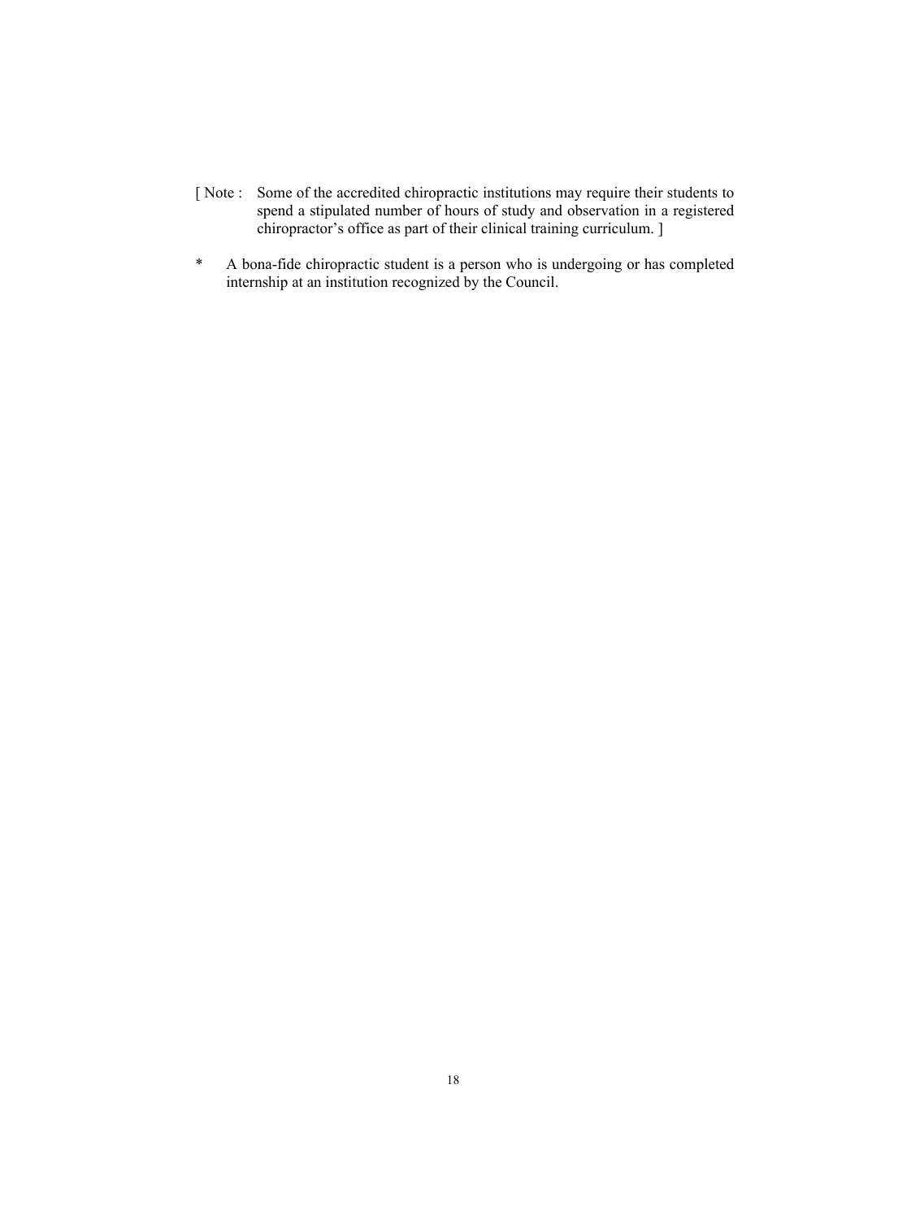[ Note : Some of the accredited chiropractic institutions may require their students to spend a stipulated number of hours of study and observation in a registered chiropractor's office as part of their clinical training curriculum. ]

* A bona-fide chiropractic student is a person who is undergoing or has completed internship at an institution recognized by the Council.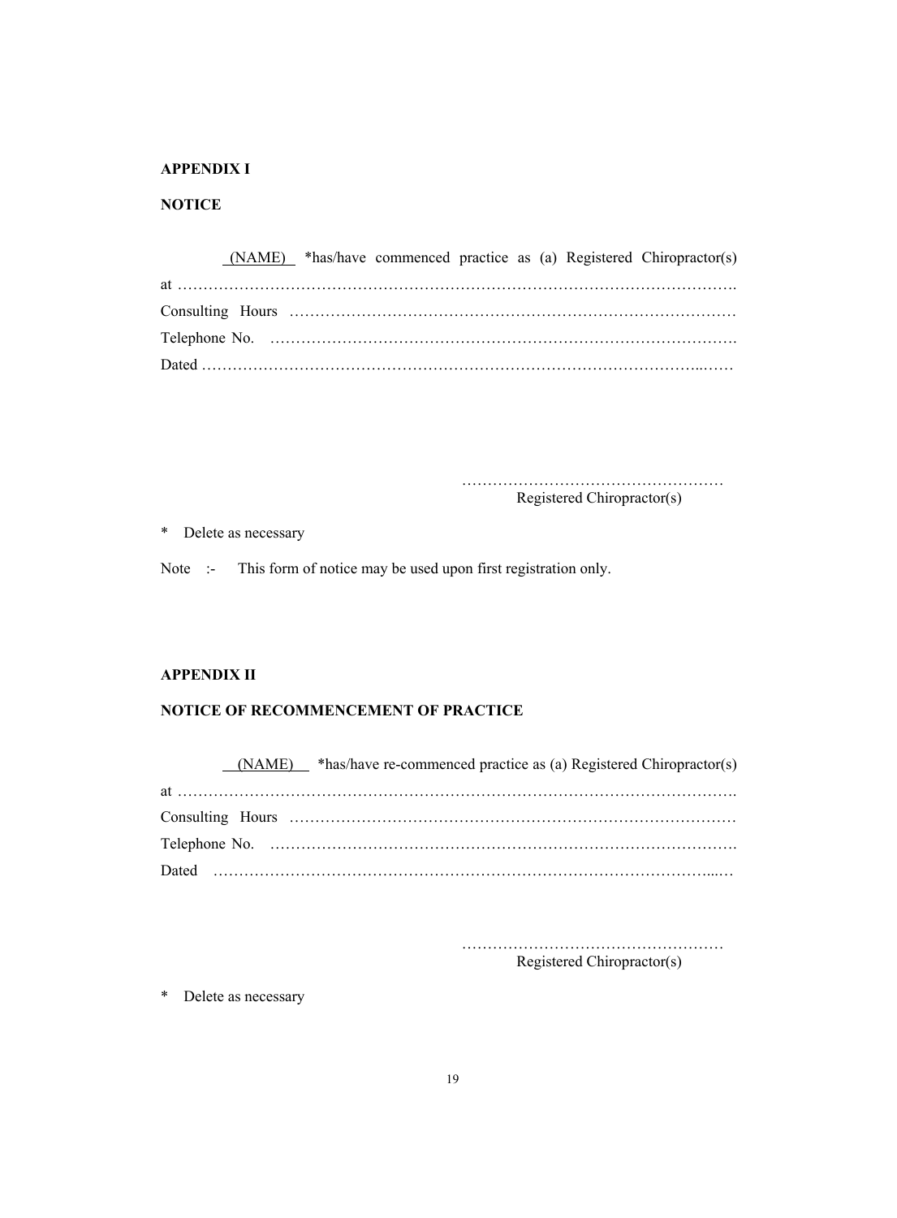**APPENDIX I**

**NOTICE**

<u>(NAME)</u> *has/have commenced practice as (a) Registered Chiropractor(s) at ……………………………………………………………………………………………….
Consulting Hours ……………………………………………………………………………
Telephone No. ……………………………………………………………………………….
Dated …………………………………………………………………………………..……

……………………………………………
Registered Chiropractor(s)

\* Delete as necessary

Note :- This form of notice may be used upon first registration only.

**APPENDIX II**

**NOTICE OF RECOMMENCEMENT OF PRACTICE**

<u>(NAME)</u> *has/have re-commenced practice as (a) Registered Chiropractor(s) at ……………………………………………………………………………………………….
Consulting Hours ……………………………………………………………………………
Telephone No. ……………………………………………………………………………….
Dated ……………………………………………………………………………………...…

……………………………………………
Registered Chiropractor(s)

\* Delete as necessary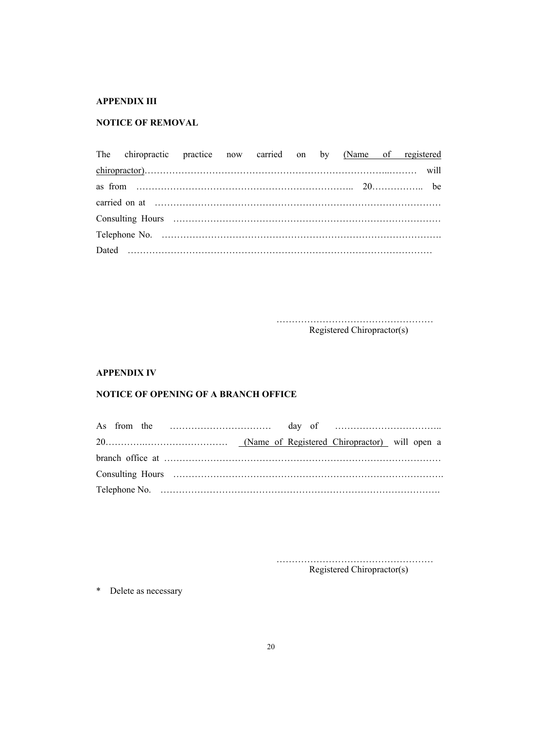**APPENDIX III**

**NOTICE OF REMOVAL**

The chiropractic practice now carried on by <u>(Name of registered chiropractor)</u>………………………………………………………………………..……… will as from …………………………………………………………….. 20…………….. be carried on at ………………………………………………………………………………
Consulting Hours ……………………………………………………………………………
Telephone No. …………………………………………………………………………….
Dated ………………………………………………………………………………………

…………………………………………
Registered Chiropractor(s)

**APPENDIX IV**

**NOTICE OF OPENING OF A BRANCH OFFICE**

As from the …………………………… day of …………………………….. 20……….………………………… <u>(Name of Registered Chiropractor)</u> will open a branch office at ……………………………………………………………………………
Consulting Hours ………………………………………………………………………….
Telephone No. …………………………………………………………………………….

…………………………………………
Registered Chiropractor(s)

\* Delete as necessary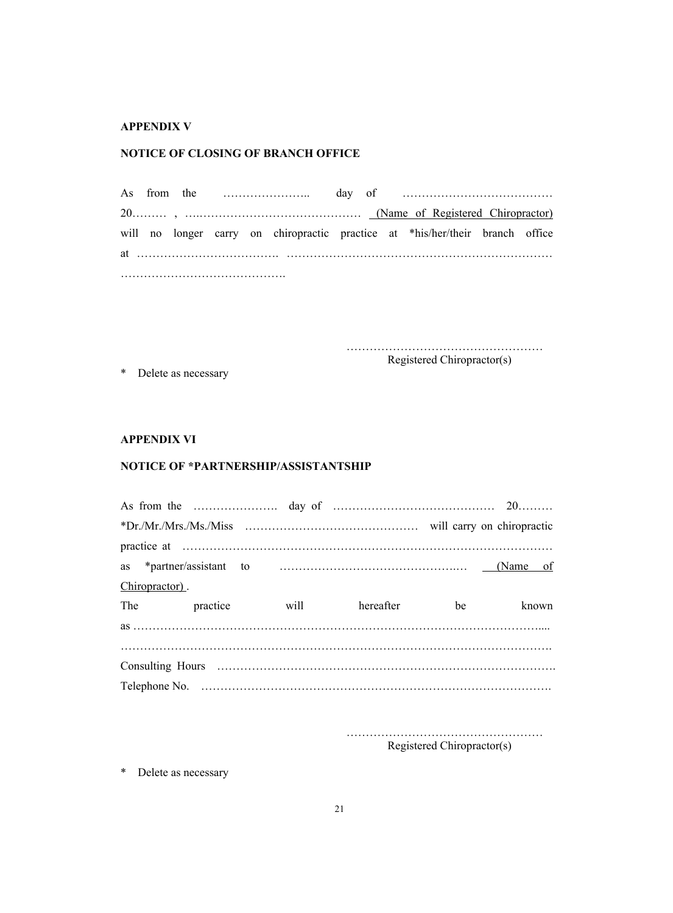**APPENDIX V**

**NOTICE OF CLOSING OF BRANCH OFFICE**

As from the ………………….. day of ………………………………… 20……… , ….…………………………………… (Name of Registered Chiropractor) will no longer carry on chiropractic practice at *his/her/their branch office at ………………………………. …………………………………………………………… …………………………………….

……………………………………………
Registered Chiropractor(s)

\* Delete as necessary

**APPENDIX VI**

**NOTICE OF *PARTNERSHIP/ASSISTANTSHIP**

As from the …………………. day of …………………………………… 20……… *Dr./Mr./Mrs./Ms./Miss ……………………………………… will carry on chiropractic practice at ……………………………………………………………………………… as *partner/assistant to ……………………………………….… (Name of Chiropractor) .
The practice will hereafter be known as ………………………………………………………………………………………….... ……………………………………………………………………………………………….
Consulting Hours ……………………………………………………………………….
Telephone No. …………………………………………………………………………….

……………………………………………
Registered Chiropractor(s)

\* Delete as necessary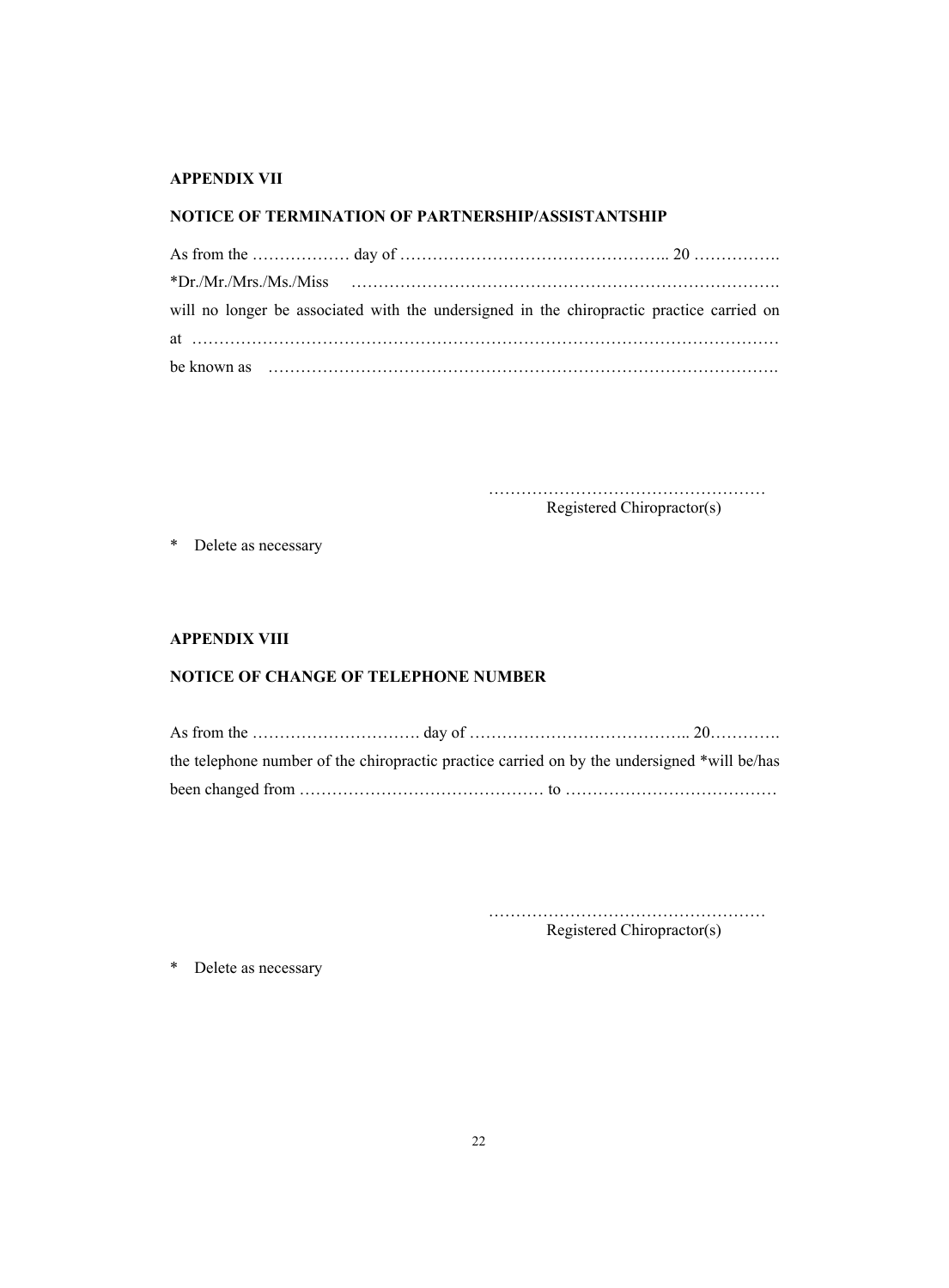**APPENDIX VII**

**NOTICE OF TERMINATION OF PARTNERSHIP/ASSISTANTSHIP**

As from the ……………… day of ………………………………………….. 20 …………….
*Dr./Mr./Mrs./Ms./Miss ………………………………………………………………….
will no longer be associated with the undersigned in the chiropractic practice carried on at ……………………………………………………………………………………………
be known as ……………………………………………………………………………….

……………………………………………
Registered Chiropractor(s)

\* Delete as necessary

**APPENDIX VIII**

**NOTICE OF CHANGE OF TELEPHONE NUMBER**

As from the …………………………. day of ………………………………….. 20………….
the telephone number of the chiropractic practice carried on by the undersigned *will be/has been changed from ……………………………………… to …………………………………

……………………………………………
Registered Chiropractor(s)

\* Delete as necessary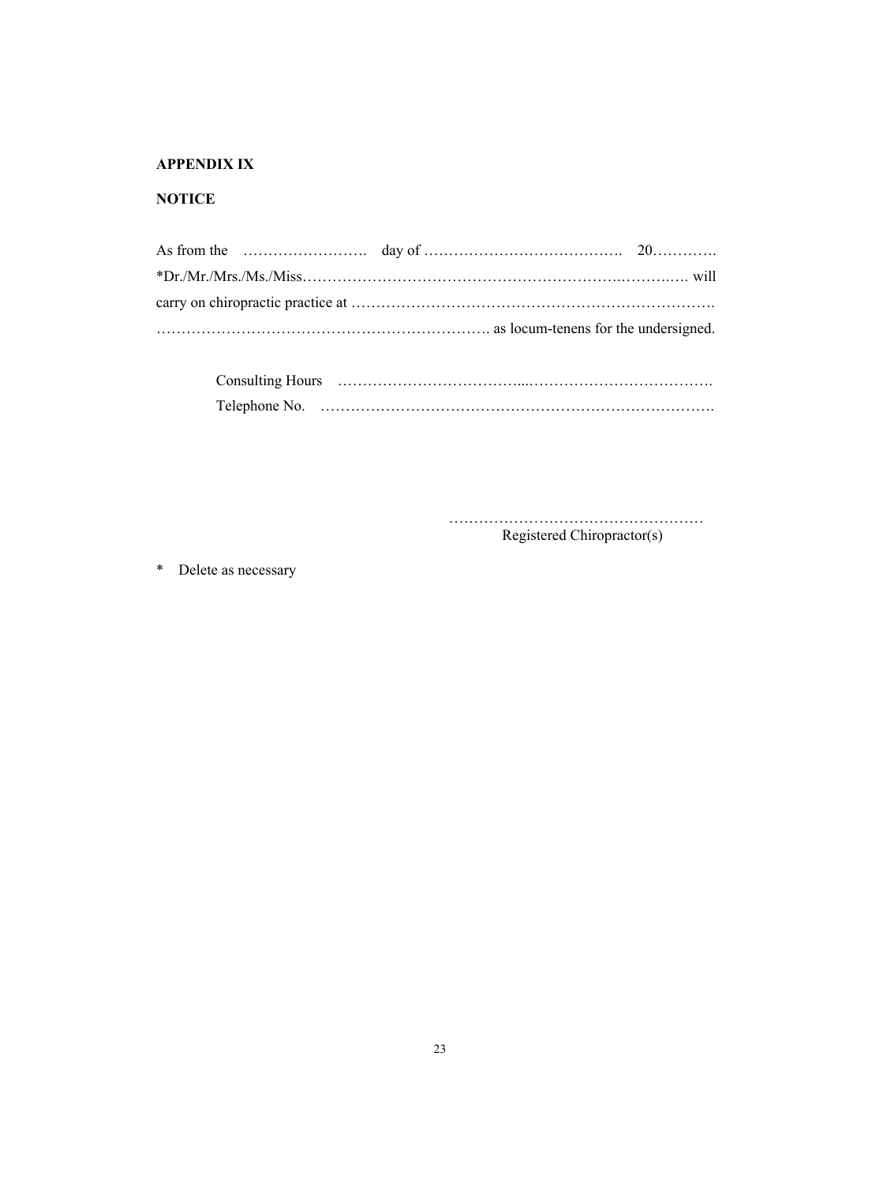**APPENDIX IX**

**NOTICE**

As from the ……………………. day of …………………………………. 20………….
*Dr./Mr./Mrs./Ms./Miss…………………………………………………………..……….… will carry on chiropractic practice at ……………………………………………………………….
…………………………………………………………. as locum-tenens for the undersigned.

Consulting Hours ……………………………...……………………………….
Telephone No. …………………………………………………………………….

……………………………………………
Registered Chiropractor(s)

* Delete as necessary